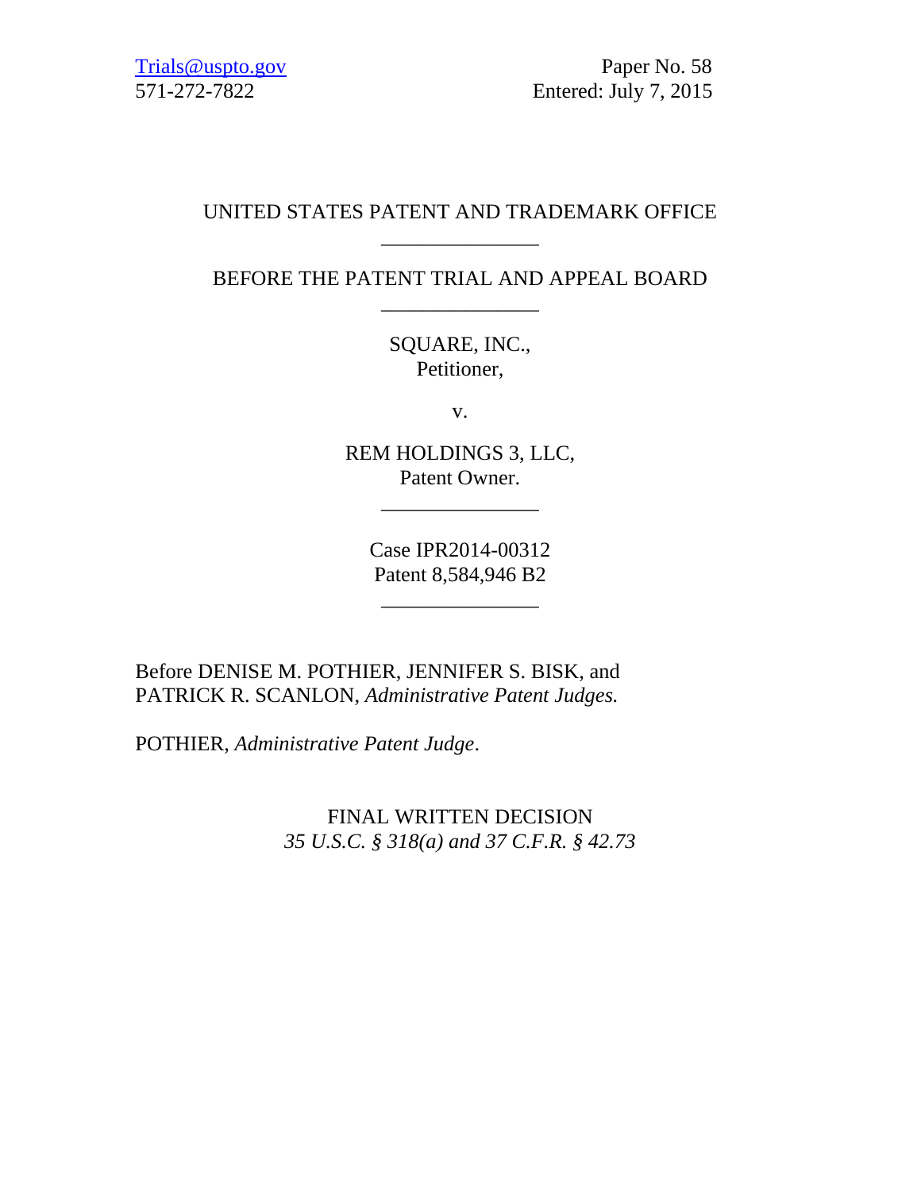Trials@uspto.gov
571-272-7822

Paper No. 58
Entered: July 7, 2015

UNITED STATES PATENT AND TRADEMARK OFFICE

_______________

BEFORE THE PATENT TRIAL AND APPEAL BOARD

_______________

SQUARE, INC.,
Petitioner,

v.

REM HOLDINGS 3, LLC,
Patent Owner.

_______________

Case IPR2014-00312
Patent 8,584,946 B2

_______________

Before DENISE M. POTHIER, JENNIFER S. BISK, and PATRICK R. SCANLON, *Administrative Patent Judges.*

POTHIER, *Administrative Patent Judge*.

FINAL WRITTEN DECISION
*35 U.S.C. § 318(a) and 37 C.F.R. § 42.73*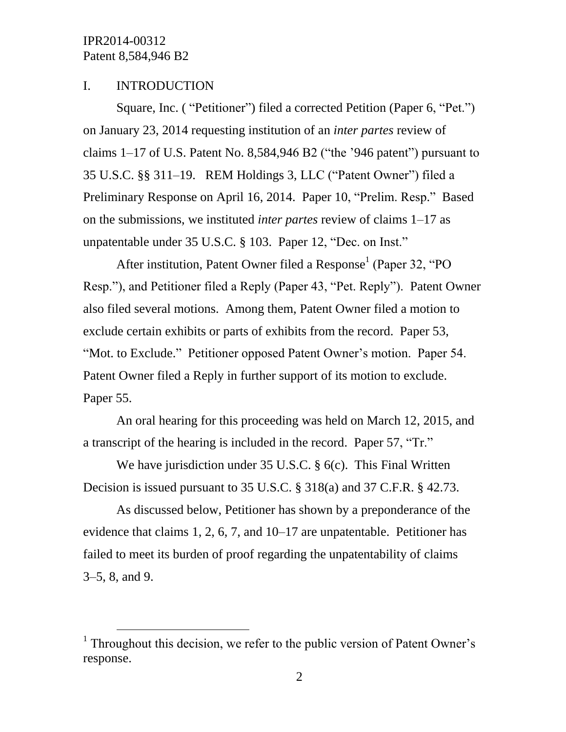## I. INTRODUCTION

Square, Inc. ( "Petitioner") filed a corrected Petition (Paper 6, "Pet.") on January 23, 2014 requesting institution of an *inter partes* review of claims 1–17 of U.S. Patent No. 8,584,946 B2 ("the '946 patent") pursuant to 35 U.S.C. §§ 311–19. REM Holdings 3, LLC ("Patent Owner") filed a Preliminary Response on April 16, 2014. Paper 10, "Prelim. Resp." Based on the submissions, we instituted *inter partes* review of claims 1–17 as unpatentable under 35 U.S.C. § 103. Paper 12, "Dec. on Inst."

After institution, Patent Owner filed a Response[1] (Paper 32, "PO Resp."), and Petitioner filed a Reply (Paper 43, "Pet. Reply"). Patent Owner also filed several motions. Among them, Patent Owner filed a motion to exclude certain exhibits or parts of exhibits from the record. Paper 53, "Mot. to Exclude." Petitioner opposed Patent Owner's motion. Paper 54. Patent Owner filed a Reply in further support of its motion to exclude. Paper 55.

An oral hearing for this proceeding was held on March 12, 2015, and a transcript of the hearing is included in the record. Paper 57, "Tr."

We have jurisdiction under 35 U.S.C. § 6(c). This Final Written Decision is issued pursuant to 35 U.S.C. § 318(a) and 37 C.F.R. § 42.73.

As discussed below, Petitioner has shown by a preponderance of the evidence that claims 1, 2, 6, 7, and 10–17 are unpatentable. Petitioner has failed to meet its burden of proof regarding the unpatentability of claims 3–5, 8, and 9.

---

[1] Throughout this decision, we refer to the public version of Patent Owner's response.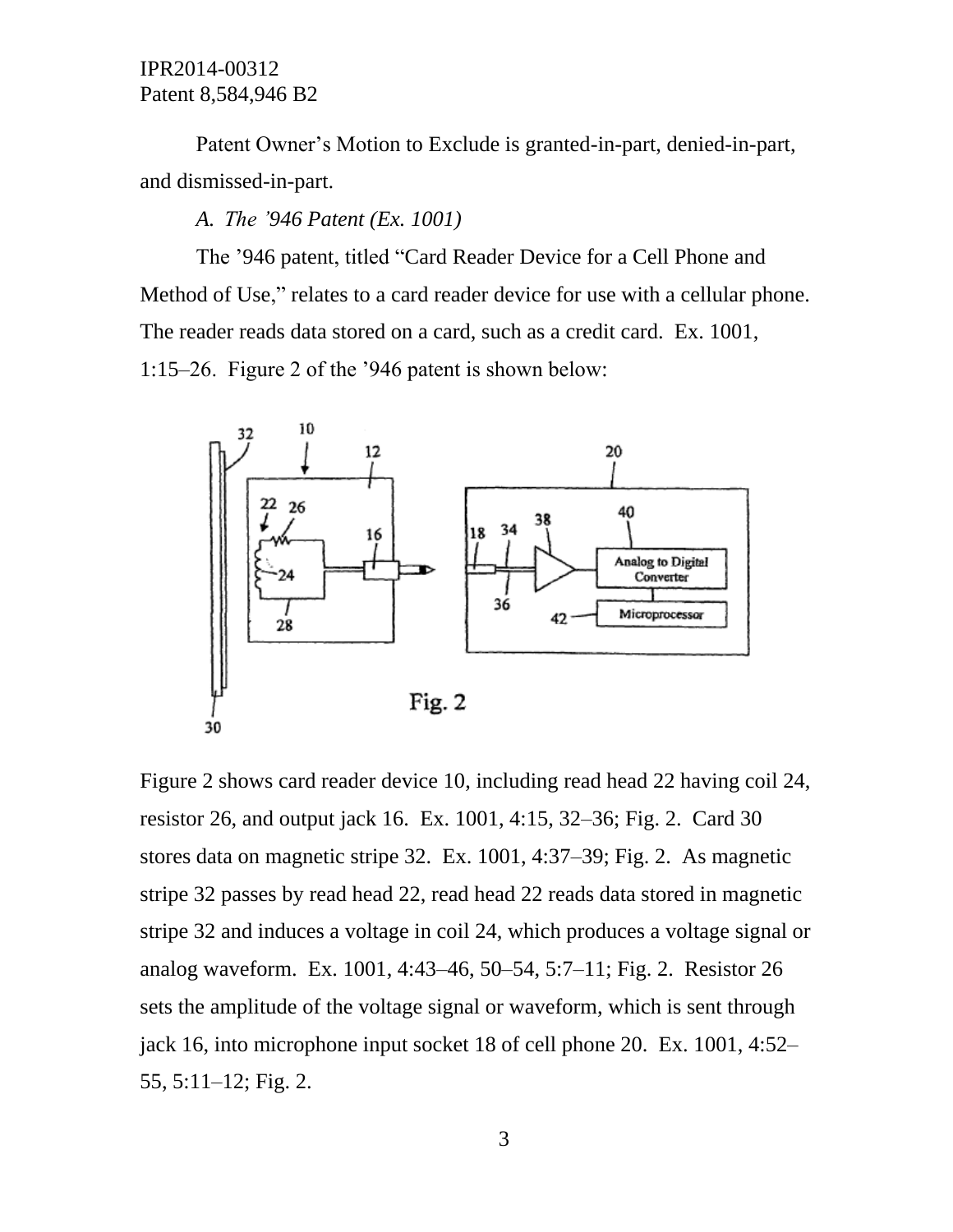Patent Owner's Motion to Exclude is granted-in-part, denied-in-part, and dismissed-in-part.

*A. The '946 Patent (Ex. 1001)*

The '946 patent, titled "Card Reader Device for a Cell Phone and Method of Use," relates to a card reader device for use with a cellular phone. The reader reads data stored on a card, such as a credit card. Ex. 1001, 1:15–26. Figure 2 of the '946 patent is shown below:

Fig. 2

Figure 2 shows card reader device 10, including read head 22 having coil 24, resistor 26, and output jack 16. Ex. 1001, 4:15, 32–36; Fig. 2. Card 30 stores data on magnetic stripe 32. Ex. 1001, 4:37–39; Fig. 2. As magnetic stripe 32 passes by read head 22, read head 22 reads data stored in magnetic stripe 32 and induces a voltage in coil 24, which produces a voltage signal or analog waveform. Ex. 1001, 4:43–46, 50–54, 5:7–11; Fig. 2. Resistor 26 sets the amplitude of the voltage signal or waveform, which is sent through jack 16, into microphone input socket 18 of cell phone 20. Ex. 1001, 4:52–55, 5:11–12; Fig. 2.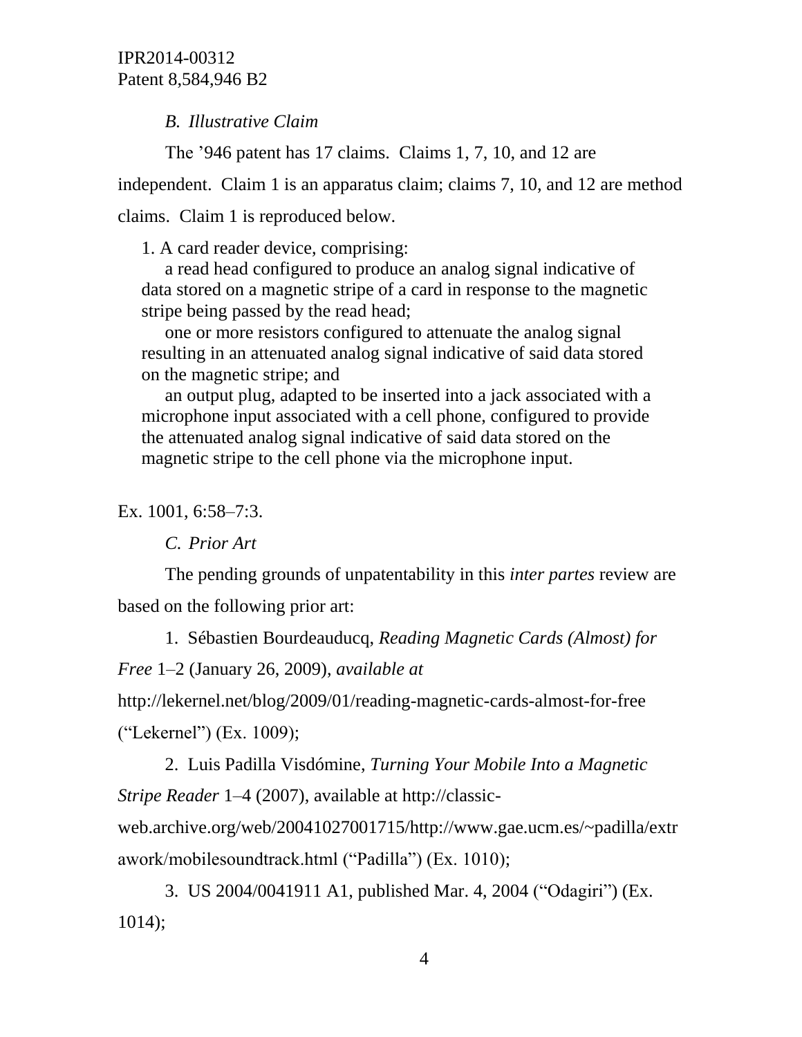*B. Illustrative Claim*

The ’946 patent has 17 claims. Claims 1, 7, 10, and 12 are independent. Claim 1 is an apparatus claim; claims 7, 10, and 12 are method claims. Claim 1 is reproduced below.

> 1. A card reader device, comprising:
>
> a read head configured to produce an analog signal indicative of data stored on a magnetic stripe of a card in response to the magnetic stripe being passed by the read head;
>
> one or more resistors configured to attenuate the analog signal resulting in an attenuated analog signal indicative of said data stored on the magnetic stripe; and
>
> an output plug, adapted to be inserted into a jack associated with a microphone input associated with a cell phone, configured to provide the attenuated analog signal indicative of said data stored on the magnetic stripe to the cell phone via the microphone input.

Ex. 1001, 6:58–7:3.

*C. Prior Art*

The pending grounds of unpatentability in this *inter partes* review are based on the following prior art:

1. Sébastien Bourdeauducq, *Reading Magnetic Cards (Almost) for Free* 1–2 (January 26, 2009), *available at* http://lekernel.net/blog/2009/01/reading-magnetic-cards-almost-for-free (“Lekernel”) (Ex. 1009);

2. Luis Padilla Visdómine, *Turning Your Mobile Into a Magnetic Stripe Reader* 1–4 (2007), available at http://classic-web.archive.org/web/20041027001715/http://www.gae.ucm.es/~padilla/extrawork/mobilesoundtrack.html (“Padilla”) (Ex. 1010);

3. US 2004/0041911 A1, published Mar. 4, 2004 (“Odagiri”) (Ex. 1014);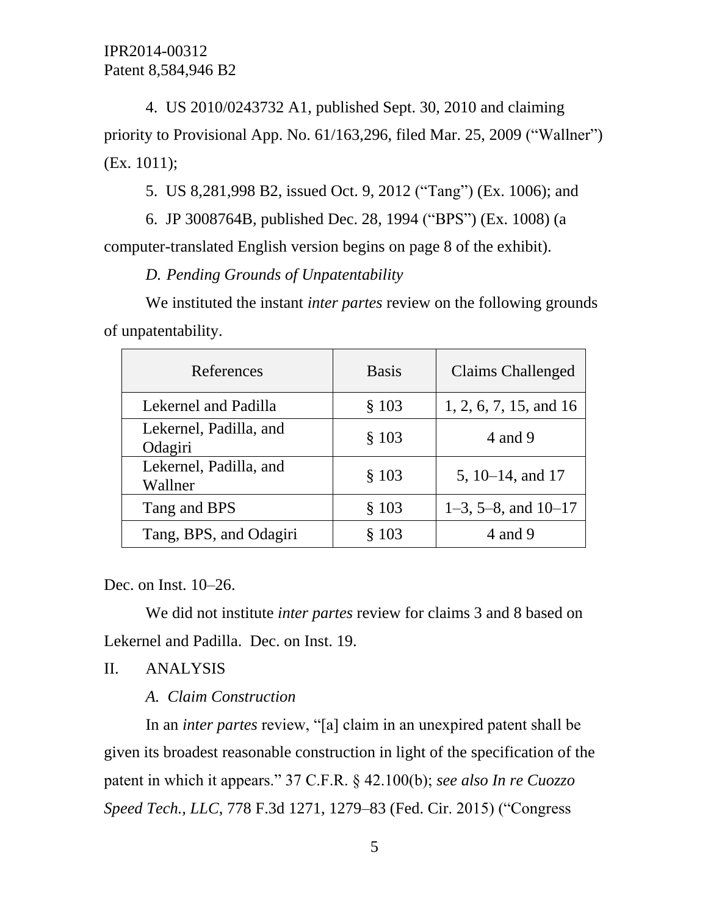4. US 2010/0243732 A1, published Sept. 30, 2010 and claiming priority to Provisional App. No. 61/163,296, filed Mar. 25, 2009 ("Wallner") (Ex. 1011);

5. US 8,281,998 B2, issued Oct. 9, 2012 ("Tang") (Ex. 1006); and

6. JP 3008764B, published Dec. 28, 1994 ("BPS") (Ex. 1008) (a computer-translated English version begins on page 8 of the exhibit).

*D. Pending Grounds of Unpatentability*

We instituted the instant *inter partes* review on the following grounds of unpatentability.

| References | Basis | Claims Challenged |
|---|---|---|
| Lekernel and Padilla | § 103 | 1, 2, 6, 7, 15, and 16 |
| Lekernel, Padilla, and Odagiri | § 103 | 4 and 9 |
| Lekernel, Padilla, and Wallner | § 103 | 5, 10–14, and 17 |
| Tang and BPS | § 103 | 1–3, 5–8, and 10–17 |
| Tang, BPS, and Odagiri | § 103 | 4 and 9 |

Dec. on Inst. 10–26.

We did not institute *inter partes* review for claims 3 and 8 based on Lekernel and Padilla. Dec. on Inst. 19.

## II. ANALYSIS

### *A. Claim Construction*

In an *inter partes* review, "[a] claim in an unexpired patent shall be given its broadest reasonable construction in light of the specification of the patent in which it appears." 37 C.F.R. § 42.100(b); *see also In re Cuozzo Speed Tech., LLC*, 778 F.3d 1271, 1279–83 (Fed. Cir. 2015) ("Congress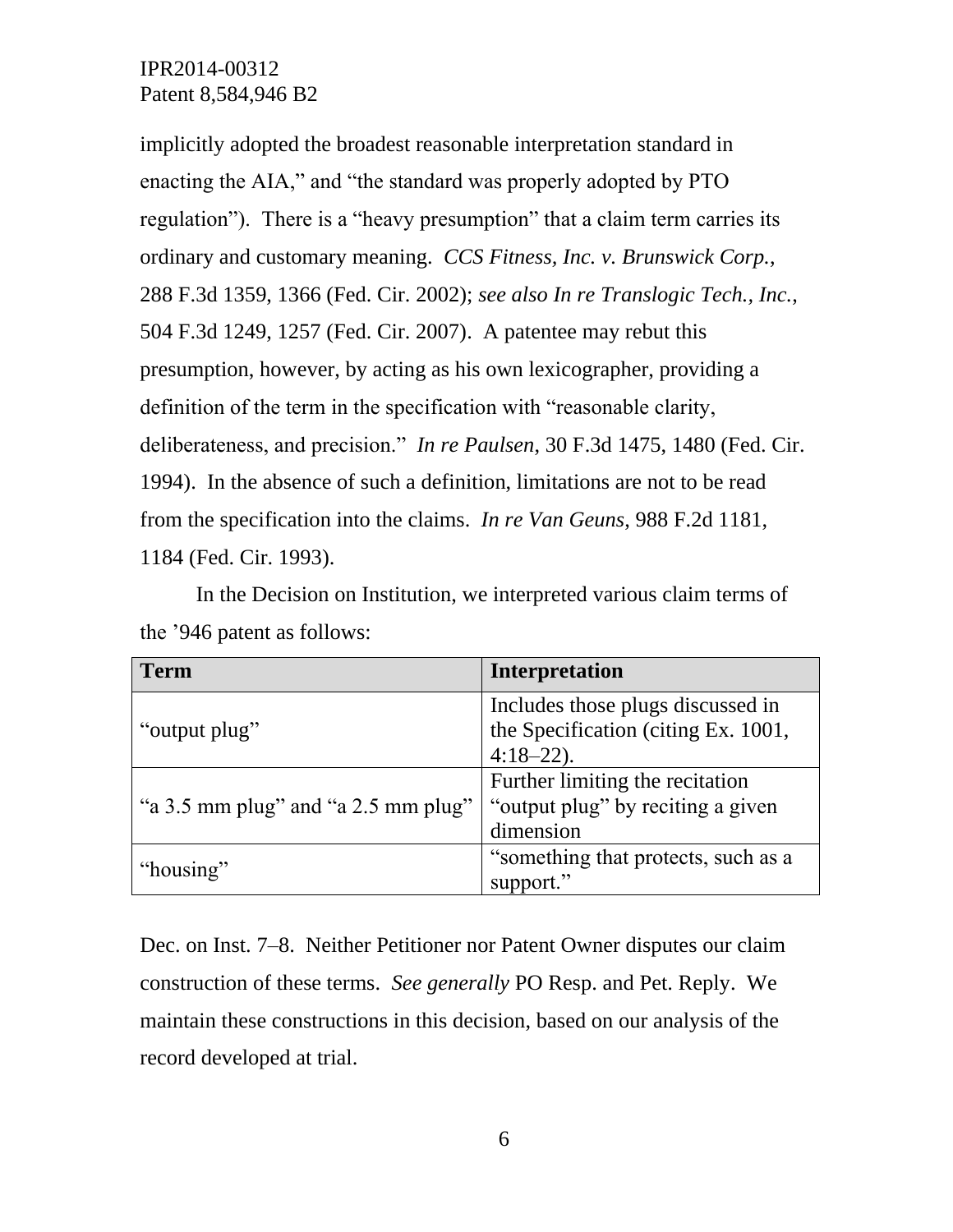implicitly adopted the broadest reasonable interpretation standard in enacting the AIA," and "the standard was properly adopted by PTO regulation"). There is a "heavy presumption" that a claim term carries its ordinary and customary meaning. *CCS Fitness, Inc. v. Brunswick Corp.*, 288 F.3d 1359, 1366 (Fed. Cir. 2002); *see also In re Translogic Tech., Inc.*, 504 F.3d 1249, 1257 (Fed. Cir. 2007). A patentee may rebut this presumption, however, by acting as his own lexicographer, providing a definition of the term in the specification with "reasonable clarity, deliberateness, and precision." *In re Paulsen*, 30 F.3d 1475, 1480 (Fed. Cir. 1994). In the absence of such a definition, limitations are not to be read from the specification into the claims. *In re Van Geuns*, 988 F.2d 1181, 1184 (Fed. Cir. 1993).

In the Decision on Institution, we interpreted various claim terms of the '946 patent as follows:

| Term | Interpretation |
|---|---|
| "output plug" | Includes those plugs discussed in the Specification (citing Ex. 1001, 4:18–22). |
| "a 3.5 mm plug" and "a 2.5 mm plug" | Further limiting the recitation "output plug" by reciting a given dimension |
| "housing" | "something that protects, such as a support." |

Dec. on Inst. 7–8. Neither Petitioner nor Patent Owner disputes our claim construction of these terms. *See generally* PO Resp. and Pet. Reply. We maintain these constructions in this decision, based on our analysis of the record developed at trial.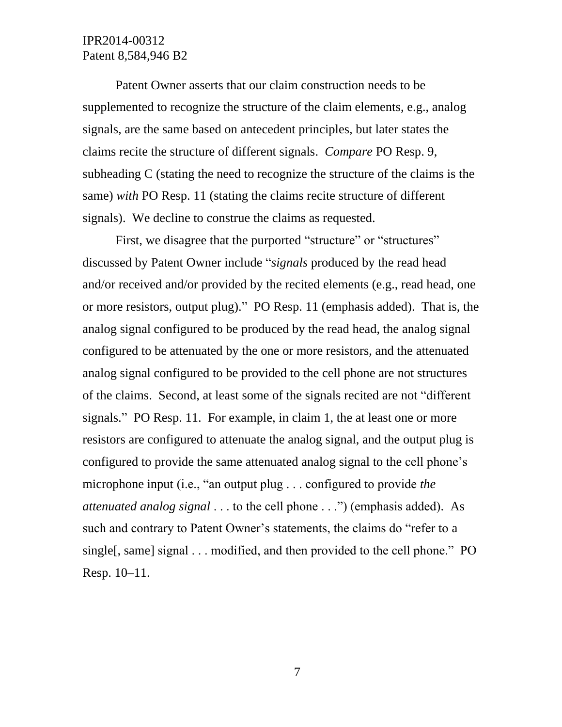Patent Owner asserts that our claim construction needs to be supplemented to recognize the structure of the claim elements, e.g., analog signals, are the same based on antecedent principles, but later states the claims recite the structure of different signals. *Compare* PO Resp. 9, subheading C (stating the need to recognize the structure of the claims is the same) *with* PO Resp. 11 (stating the claims recite structure of different signals). We decline to construe the claims as requested.

First, we disagree that the purported "structure" or "structures" discussed by Patent Owner include "*signals* produced by the read head and/or received and/or provided by the recited elements (e.g., read head, one or more resistors, output plug)." PO Resp. 11 (emphasis added). That is, the analog signal configured to be produced by the read head, the analog signal configured to be attenuated by the one or more resistors, and the attenuated analog signal configured to be provided to the cell phone are not structures of the claims. Second, at least some of the signals recited are not "different signals." PO Resp. 11. For example, in claim 1, the at least one or more resistors are configured to attenuate the analog signal, and the output plug is configured to provide the same attenuated analog signal to the cell phone's microphone input (i.e., "an output plug . . . configured to provide *the attenuated analog signal* . . . to the cell phone . . .") (emphasis added). As such and contrary to Patent Owner's statements, the claims do "refer to a single[, same] signal . . . modified, and then provided to the cell phone." PO Resp. 10–11.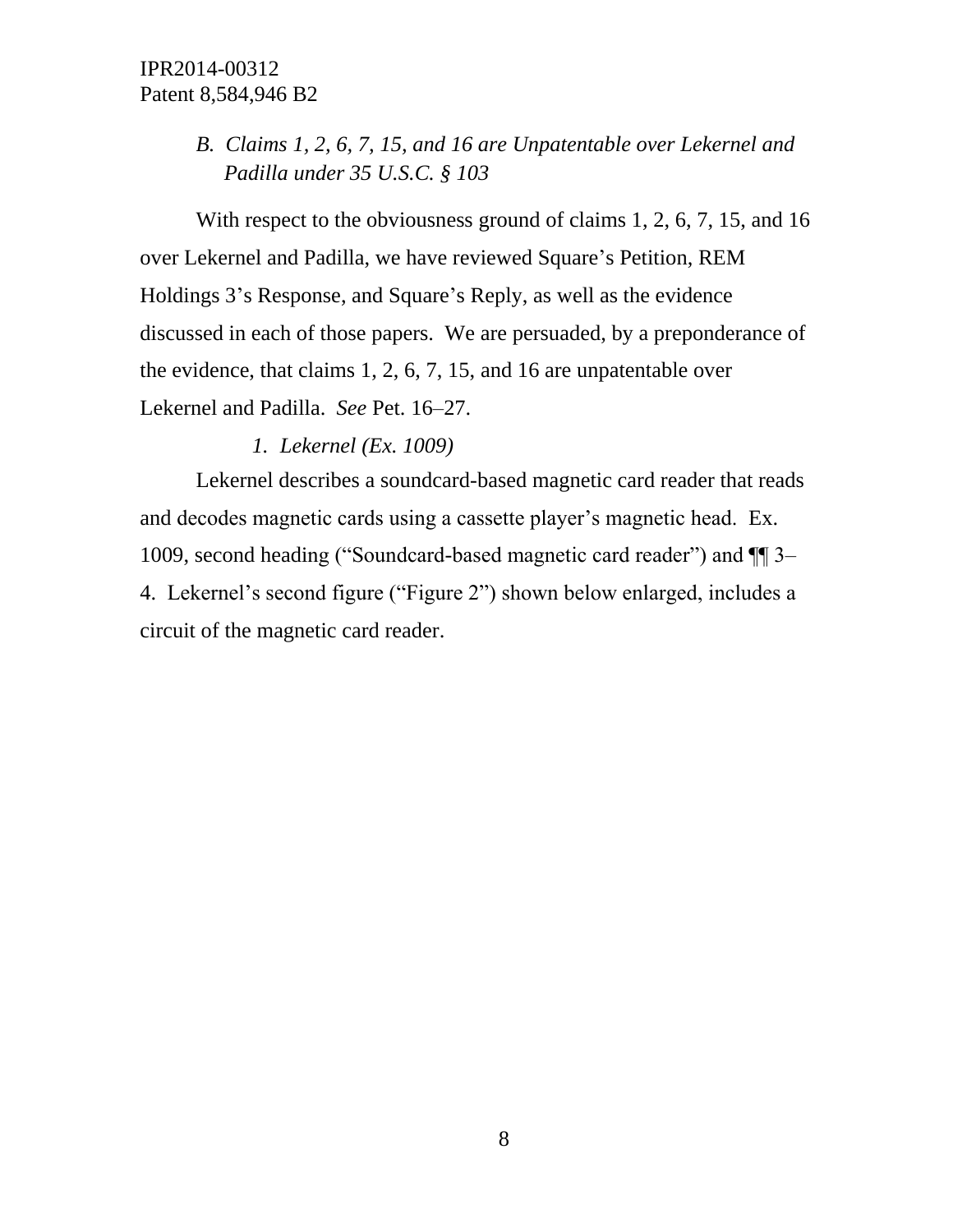### *B. Claims 1, 2, 6, 7, 15, and 16 are Unpatentable over Lekernel and Padilla under 35 U.S.C. § 103*

With respect to the obviousness ground of claims 1, 2, 6, 7, 15, and 16 over Lekernel and Padilla, we have reviewed Square's Petition, REM Holdings 3's Response, and Square's Reply, as well as the evidence discussed in each of those papers. We are persuaded, by a preponderance of the evidence, that claims 1, 2, 6, 7, 15, and 16 are unpatentable over Lekernel and Padilla. *See* Pet. 16–27.

#### *1. Lekernel (Ex. 1009)*

Lekernel describes a soundcard-based magnetic card reader that reads and decodes magnetic cards using a cassette player's magnetic head. Ex. 1009, second heading ("Soundcard-based magnetic card reader") and ¶¶ 3–4. Lekernel's second figure ("Figure 2") shown below enlarged, includes a circuit of the magnetic card reader.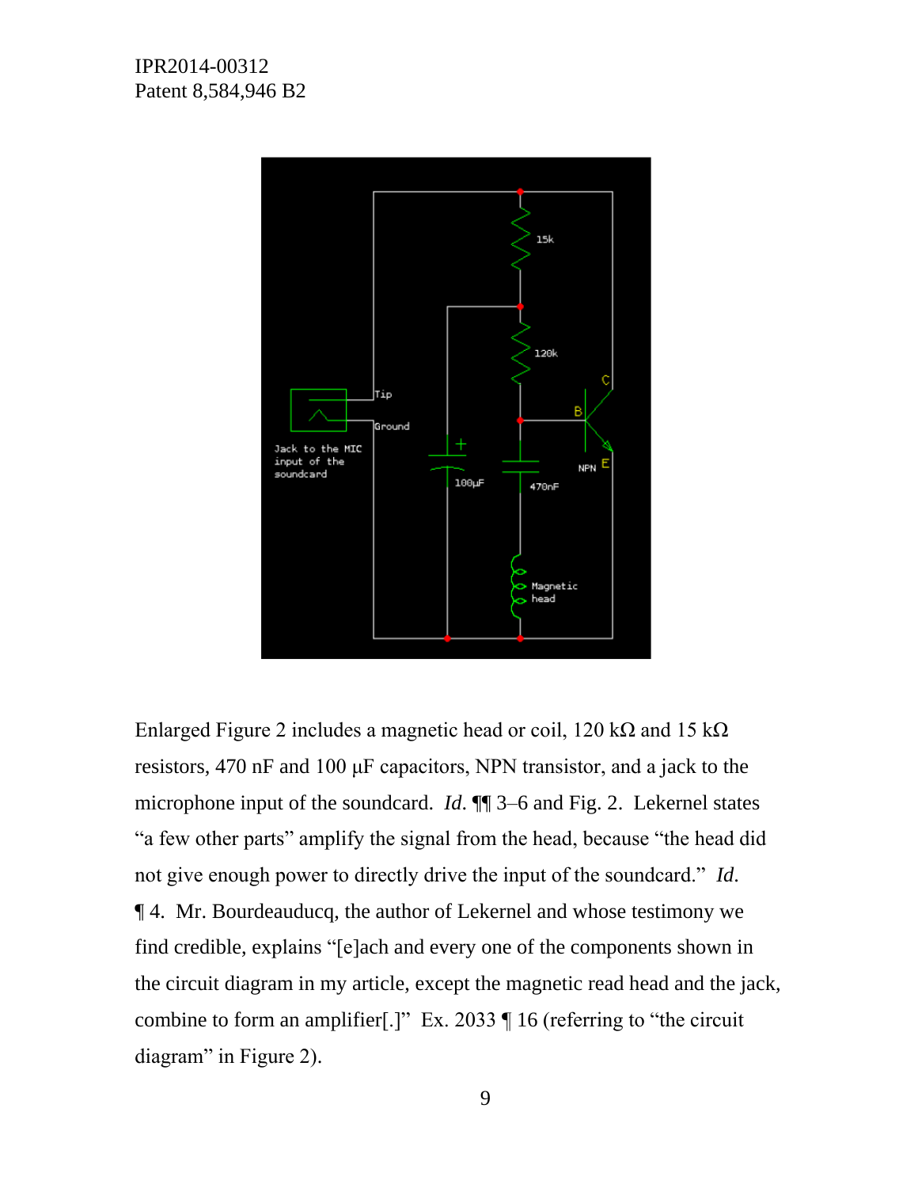Enlarged Figure 2 includes a magnetic head or coil, 120 kΩ and 15 kΩ resistors, 470 nF and 100 µF capacitors, NPN transistor, and a jack to the microphone input of the soundcard. *Id.* ¶¶ 3–6 and Fig. 2. Lekernel states "a few other parts" amplify the signal from the head, because "the head did not give enough power to directly drive the input of the soundcard." *Id.* ¶ 4. Mr. Bourdeauducq, the author of Lekernel and whose testimony we find credible, explains "[e]ach and every one of the components shown in the circuit diagram in my article, except the magnetic read head and the jack, combine to form an amplifier[.]" Ex. 2033 ¶ 16 (referring to "the circuit diagram" in Figure 2).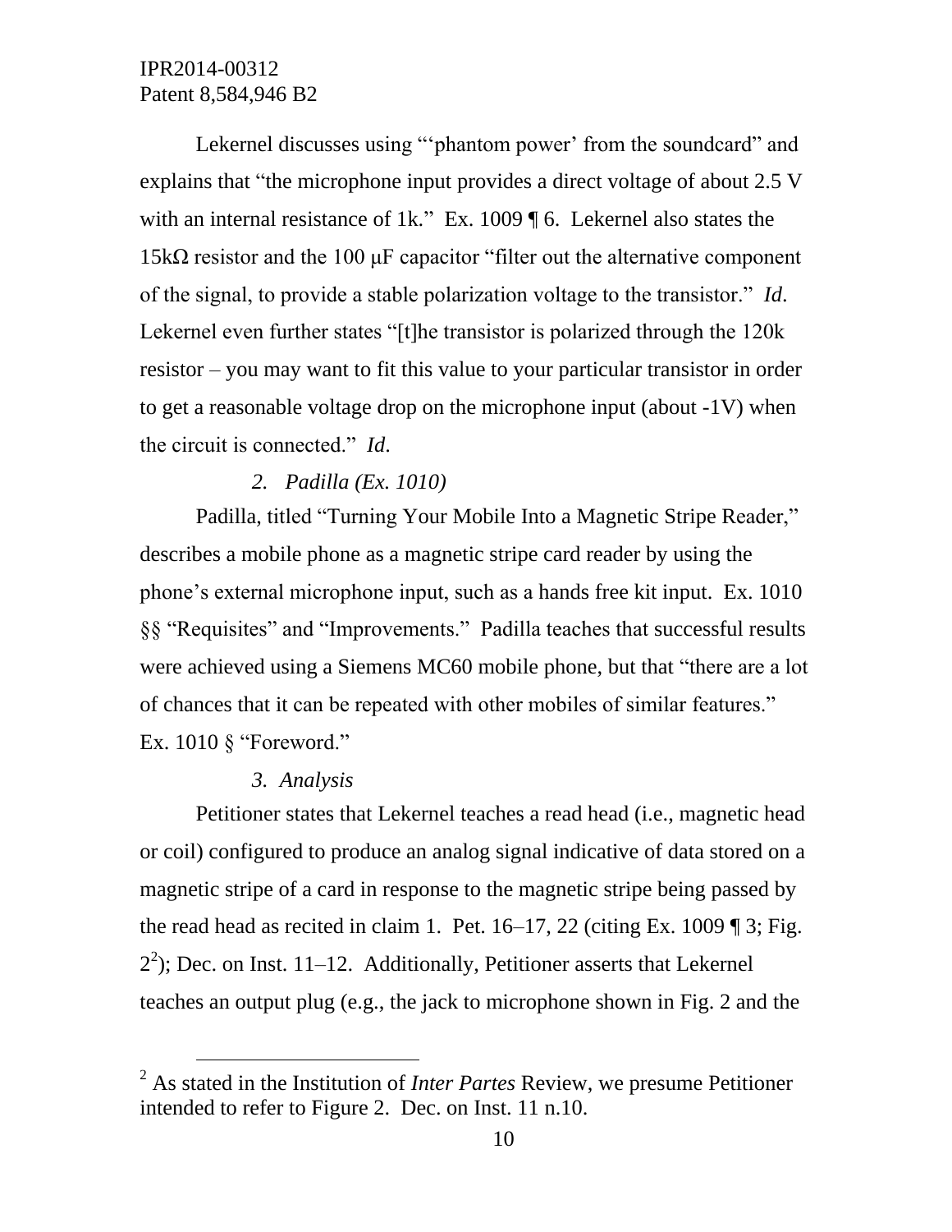Lekernel discusses using "'phantom power' from the soundcard" and explains that "the microphone input provides a direct voltage of about 2.5 V with an internal resistance of 1k." Ex. 1009 ¶ 6. Lekernel also states the 15kΩ resistor and the 100 μF capacitor "filter out the alternative component of the signal, to provide a stable polarization voltage to the transistor." *Id*. Lekernel even further states "[t]he transistor is polarized through the 120k resistor – you may want to fit this value to your particular transistor in order to get a reasonable voltage drop on the microphone input (about -1V) when the circuit is connected." *Id*.

### *2. Padilla (Ex. 1010)*

Padilla, titled "Turning Your Mobile Into a Magnetic Stripe Reader," describes a mobile phone as a magnetic stripe card reader by using the phone's external microphone input, such as a hands free kit input. Ex. 1010 §§ "Requisites" and "Improvements." Padilla teaches that successful results were achieved using a Siemens MC60 mobile phone, but that "there are a lot of chances that it can be repeated with other mobiles of similar features." Ex. 1010 § "Foreword."

### *3. Analysis*

Petitioner states that Lekernel teaches a read head (i.e., magnetic head or coil) configured to produce an analog signal indicative of data stored on a magnetic stripe of a card in response to the magnetic stripe being passed by the read head as recited in claim 1. Pet. 16–17, 22 (citing Ex. 1009 ¶ 3; Fig. 2[2]); Dec. on Inst. 11–12. Additionally, Petitioner asserts that Lekernel teaches an output plug (e.g., the jack to microphone shown in Fig. 2 and the

[2] As stated in the Institution of *Inter Partes* Review, we presume Petitioner intended to refer to Figure 2. Dec. on Inst. 11 n.10.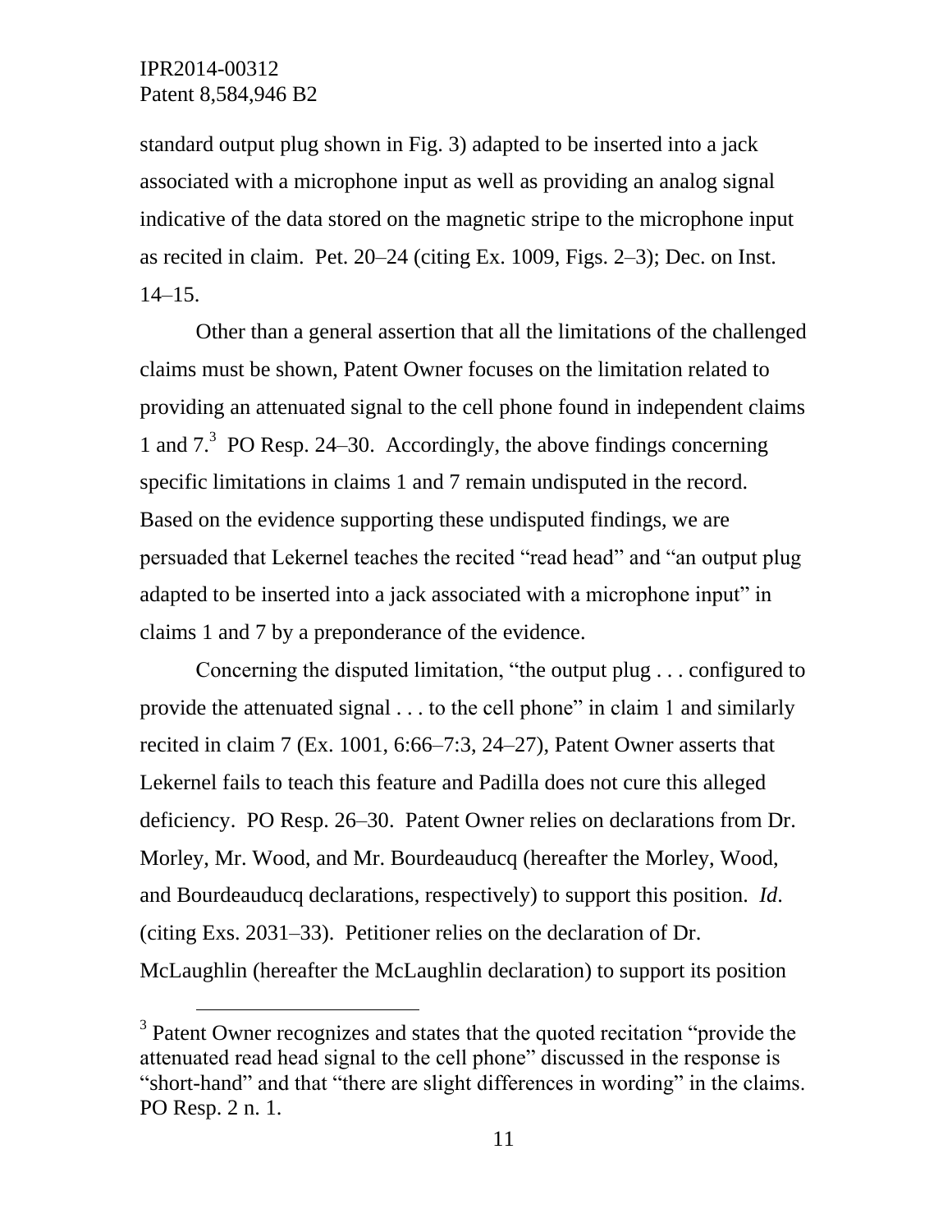standard output plug shown in Fig. 3) adapted to be inserted into a jack associated with a microphone input as well as providing an analog signal indicative of the data stored on the magnetic stripe to the microphone input as recited in claim. Pet. 20–24 (citing Ex. 1009, Figs. 2–3); Dec. on Inst. 14–15.

Other than a general assertion that all the limitations of the challenged claims must be shown, Patent Owner focuses on the limitation related to providing an attenuated signal to the cell phone found in independent claims 1 and 7.[3] PO Resp. 24–30. Accordingly, the above findings concerning specific limitations in claims 1 and 7 remain undisputed in the record. Based on the evidence supporting these undisputed findings, we are persuaded that Lekernel teaches the recited "read head" and "an output plug adapted to be inserted into a jack associated with a microphone input" in claims 1 and 7 by a preponderance of the evidence.

Concerning the disputed limitation, "the output plug . . . configured to provide the attenuated signal . . . to the cell phone" in claim 1 and similarly recited in claim 7 (Ex. 1001, 6:66–7:3, 24–27), Patent Owner asserts that Lekernel fails to teach this feature and Padilla does not cure this alleged deficiency. PO Resp. 26–30. Patent Owner relies on declarations from Dr. Morley, Mr. Wood, and Mr. Bourdeauducq (hereafter the Morley, Wood, and Bourdeauducq declarations, respectively) to support this position. *Id.* (citing Exs. 2031–33). Petitioner relies on the declaration of Dr. McLaughlin (hereafter the McLaughlin declaration) to support its position

[3] Patent Owner recognizes and states that the quoted recitation "provide the attenuated read head signal to the cell phone" discussed in the response is "short-hand" and that "there are slight differences in wording" in the claims. PO Resp. 2 n. 1.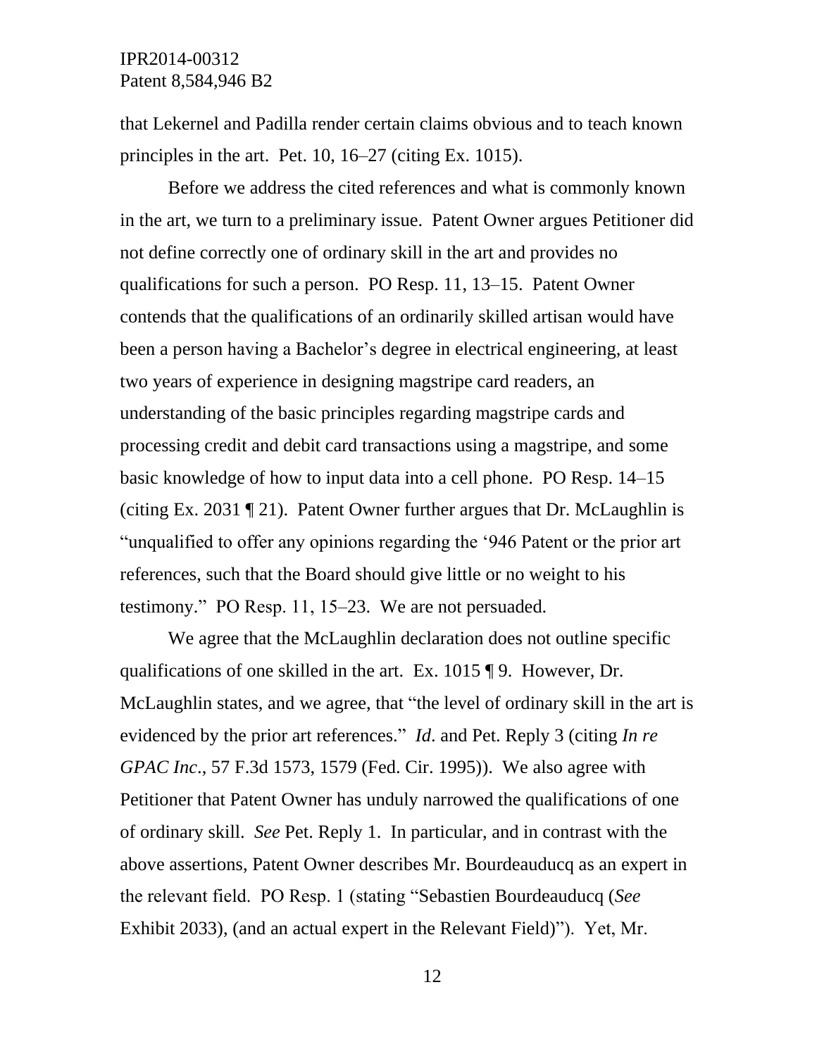that Lekernel and Padilla render certain claims obvious and to teach known principles in the art. Pet. 10, 16–27 (citing Ex. 1015).

Before we address the cited references and what is commonly known in the art, we turn to a preliminary issue. Patent Owner argues Petitioner did not define correctly one of ordinary skill in the art and provides no qualifications for such a person. PO Resp. 11, 13–15. Patent Owner contends that the qualifications of an ordinarily skilled artisan would have been a person having a Bachelor's degree in electrical engineering, at least two years of experience in designing magstripe card readers, an understanding of the basic principles regarding magstripe cards and processing credit and debit card transactions using a magstripe, and some basic knowledge of how to input data into a cell phone. PO Resp. 14–15 (citing Ex. 2031 ¶ 21). Patent Owner further argues that Dr. McLaughlin is "unqualified to offer any opinions regarding the '946 Patent or the prior art references, such that the Board should give little or no weight to his testimony." PO Resp. 11, 15–23. We are not persuaded.

We agree that the McLaughlin declaration does not outline specific qualifications of one skilled in the art. Ex. 1015 ¶ 9. However, Dr. McLaughlin states, and we agree, that "the level of ordinary skill in the art is evidenced by the prior art references." *Id*. and Pet. Reply 3 (citing *In re GPAC Inc*., 57 F.3d 1573, 1579 (Fed. Cir. 1995)). We also agree with Petitioner that Patent Owner has unduly narrowed the qualifications of one of ordinary skill. *See* Pet. Reply 1. In particular, and in contrast with the above assertions, Patent Owner describes Mr. Bourdeauducq as an expert in the relevant field. PO Resp. 1 (stating "Sebastien Bourdeauducq (*See* Exhibit 2033), (and an actual expert in the Relevant Field)"). Yet, Mr.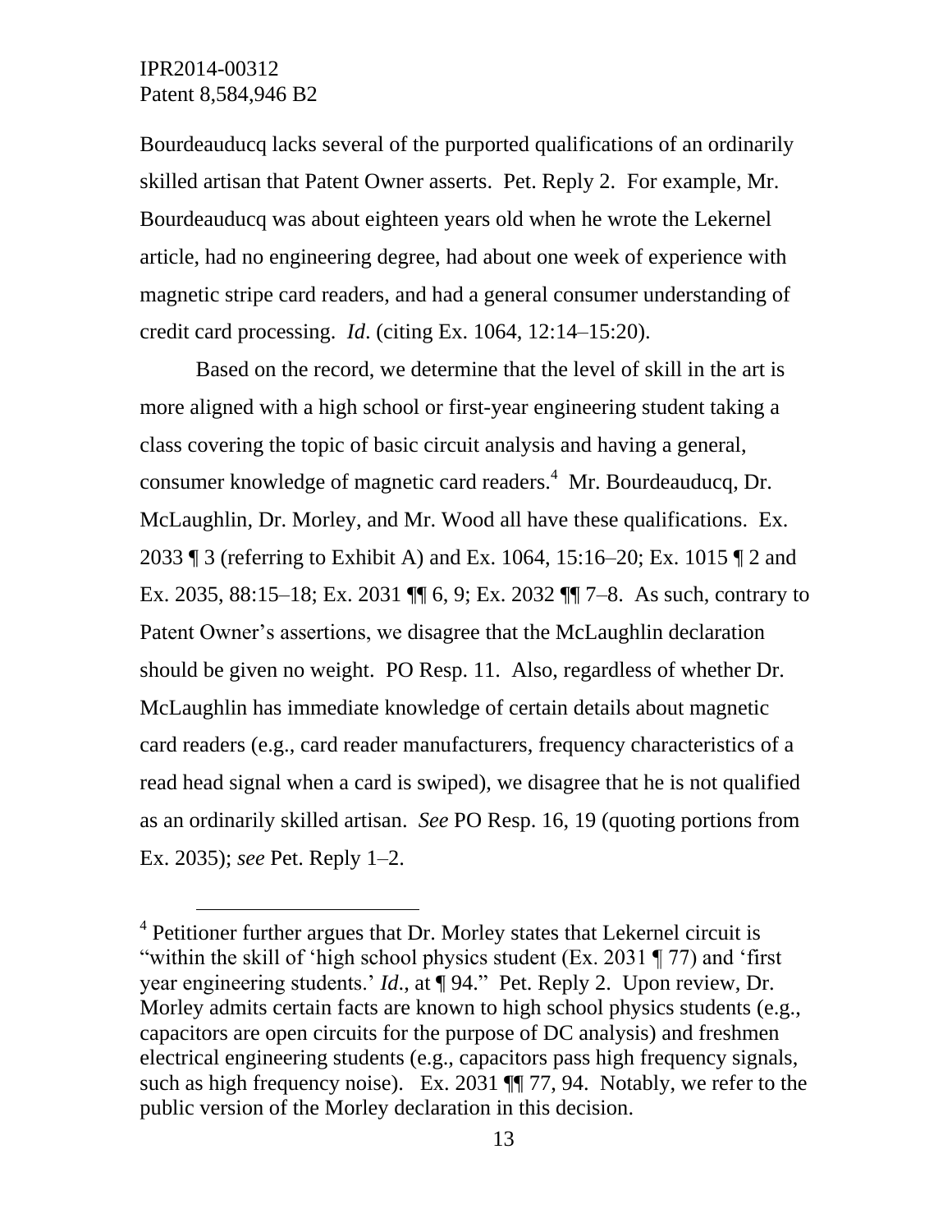Bourdeauducq lacks several of the purported qualifications of an ordinarily skilled artisan that Patent Owner asserts. Pet. Reply 2. For example, Mr. Bourdeauducq was about eighteen years old when he wrote the Lekernel article, had no engineering degree, had about one week of experience with magnetic stripe card readers, and had a general consumer understanding of credit card processing. *Id*. (citing Ex. 1064, 12:14–15:20).

Based on the record, we determine that the level of skill in the art is more aligned with a high school or first-year engineering student taking a class covering the topic of basic circuit analysis and having a general, consumer knowledge of magnetic card readers.[4] Mr. Bourdeauducq, Dr. McLaughlin, Dr. Morley, and Mr. Wood all have these qualifications. Ex. 2033 ¶ 3 (referring to Exhibit A) and Ex. 1064, 15:16–20; Ex. 1015 ¶ 2 and Ex. 2035, 88:15–18; Ex. 2031 ¶¶ 6, 9; Ex. 2032 ¶¶ 7–8. As such, contrary to Patent Owner's assertions, we disagree that the McLaughlin declaration should be given no weight. PO Resp. 11. Also, regardless of whether Dr. McLaughlin has immediate knowledge of certain details about magnetic card readers (e.g., card reader manufacturers, frequency characteristics of a read head signal when a card is swiped), we disagree that he is not qualified as an ordinarily skilled artisan. *See* PO Resp. 16, 19 (quoting portions from Ex. 2035); *see* Pet. Reply 1–2.

---

[4] Petitioner further argues that Dr. Morley states that Lekernel circuit is "within the skill of 'high school physics student (Ex. 2031 ¶ 77) and 'first year engineering students.' *Id*., at ¶ 94." Pet. Reply 2. Upon review, Dr. Morley admits certain facts are known to high school physics students (e.g., capacitors are open circuits for the purpose of DC analysis) and freshmen electrical engineering students (e.g., capacitors pass high frequency signals, such as high frequency noise). Ex. 2031 ¶¶ 77, 94. Notably, we refer to the public version of the Morley declaration in this decision.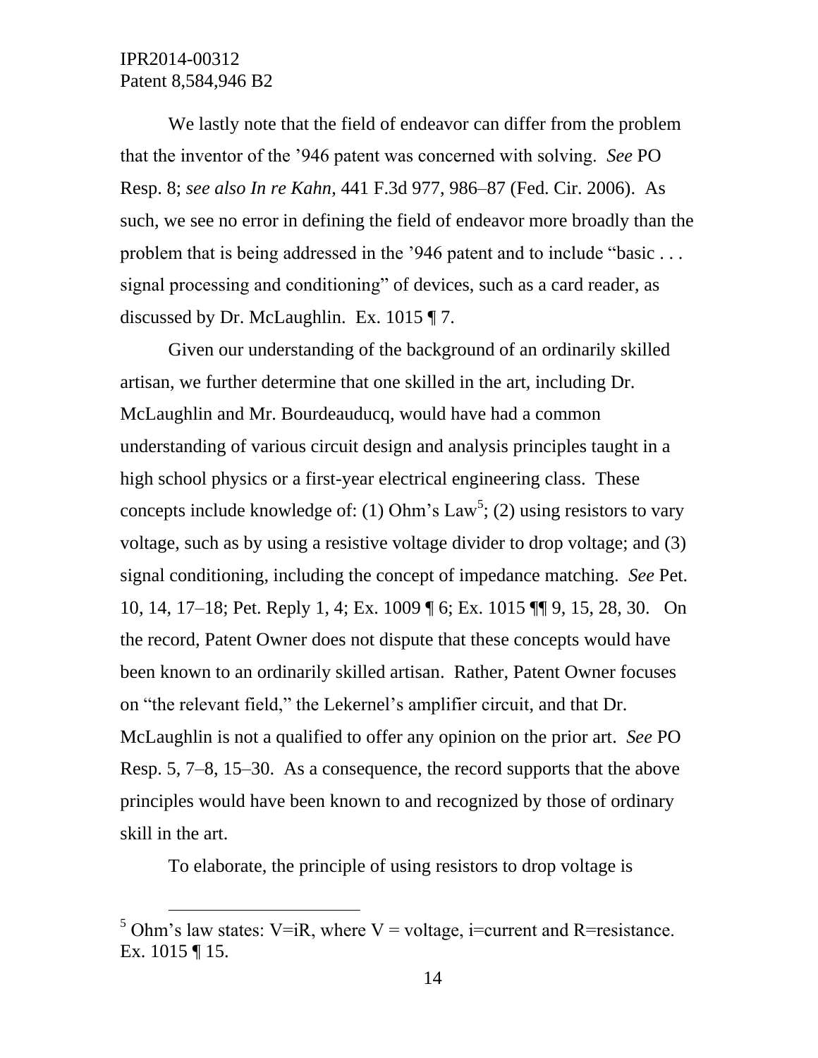We lastly note that the field of endeavor can differ from the problem that the inventor of the '946 patent was concerned with solving. *See* PO Resp. 8; *see also In re Kahn,* 441 F.3d 977, 986–87 (Fed. Cir. 2006). As such, we see no error in defining the field of endeavor more broadly than the problem that is being addressed in the '946 patent and to include "basic . . . signal processing and conditioning" of devices, such as a card reader, as discussed by Dr. McLaughlin. Ex. 1015 ¶ 7.

Given our understanding of the background of an ordinarily skilled artisan, we further determine that one skilled in the art, including Dr. McLaughlin and Mr. Bourdeauducq, would have had a common understanding of various circuit design and analysis principles taught in a high school physics or a first-year electrical engineering class. These concepts include knowledge of: (1) Ohm's Law[5]; (2) using resistors to vary voltage, such as by using a resistive voltage divider to drop voltage; and (3) signal conditioning, including the concept of impedance matching. *See* Pet. 10, 14, 17–18; Pet. Reply 1, 4; Ex. 1009 ¶ 6; Ex. 1015 ¶¶ 9, 15, 28, 30. On the record, Patent Owner does not dispute that these concepts would have been known to an ordinarily skilled artisan. Rather, Patent Owner focuses on "the relevant field," the Lekernel's amplifier circuit, and that Dr. McLaughlin is not a qualified to offer any opinion on the prior art. *See* PO Resp. 5, 7–8, 15–30. As a consequence, the record supports that the above principles would have been known to and recognized by those of ordinary skill in the art.

To elaborate, the principle of using resistors to drop voltage is

---

[5] Ohm's law states: $V=iR$, where $V$ = voltage, $i$=current and $R$=resistance. Ex. 1015 ¶ 15.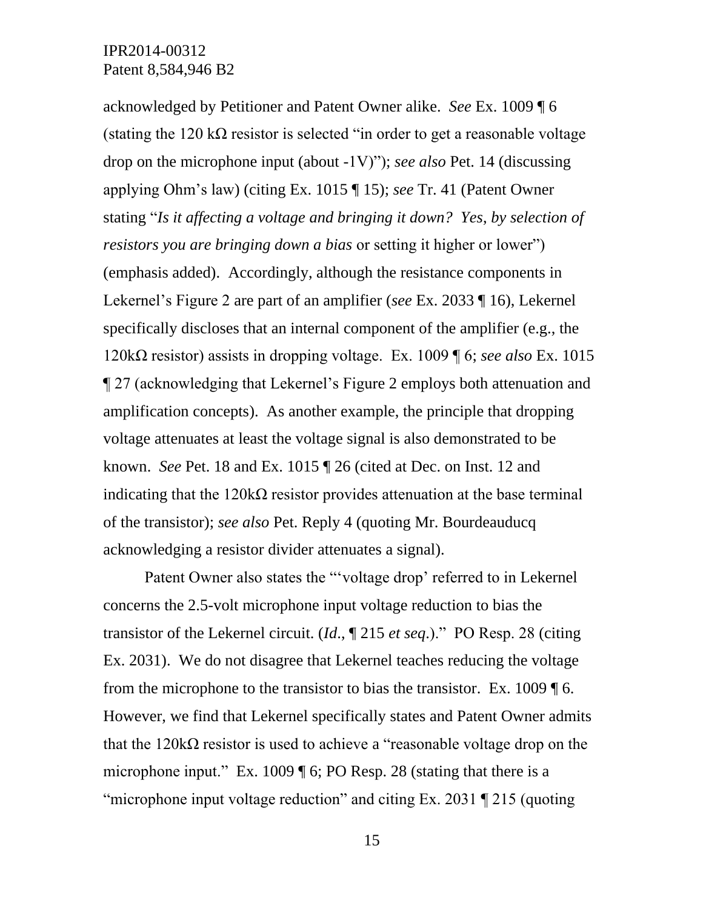acknowledged by Petitioner and Patent Owner alike. *See* Ex. 1009 ¶ 6 (stating the 120 kΩ resistor is selected "in order to get a reasonable voltage drop on the microphone input (about -1V)"); *see also* Pet. 14 (discussing applying Ohm's law) (citing Ex. 1015 ¶ 15); *see* Tr. 41 (Patent Owner stating "*Is it affecting a voltage and bringing it down? Yes, by selection of resistors you are bringing down a bias* or setting it higher or lower") (emphasis added). Accordingly, although the resistance components in Lekernel's Figure 2 are part of an amplifier (*see* Ex. 2033 ¶ 16), Lekernel specifically discloses that an internal component of the amplifier (e.g., the 120kΩ resistor) assists in dropping voltage. Ex. 1009 ¶ 6; *see also* Ex. 1015 ¶ 27 (acknowledging that Lekernel's Figure 2 employs both attenuation and amplification concepts). As another example, the principle that dropping voltage attenuates at least the voltage signal is also demonstrated to be known. *See* Pet. 18 and Ex. 1015 ¶ 26 (cited at Dec. on Inst. 12 and indicating that the 120kΩ resistor provides attenuation at the base terminal of the transistor); *see also* Pet. Reply 4 (quoting Mr. Bourdeauducq acknowledging a resistor divider attenuates a signal).

Patent Owner also states the "'voltage drop' referred to in Lekernel concerns the 2.5-volt microphone input voltage reduction to bias the transistor of the Lekernel circuit. (*Id*., ¶ 215 *et seq*.)." PO Resp. 28 (citing Ex. 2031). We do not disagree that Lekernel teaches reducing the voltage from the microphone to the transistor to bias the transistor. Ex. 1009 ¶ 6. However, we find that Lekernel specifically states and Patent Owner admits that the 120kΩ resistor is used to achieve a "reasonable voltage drop on the microphone input." Ex. 1009 ¶ 6; PO Resp. 28 (stating that there is a "microphone input voltage reduction" and citing Ex. 2031 ¶ 215 (quoting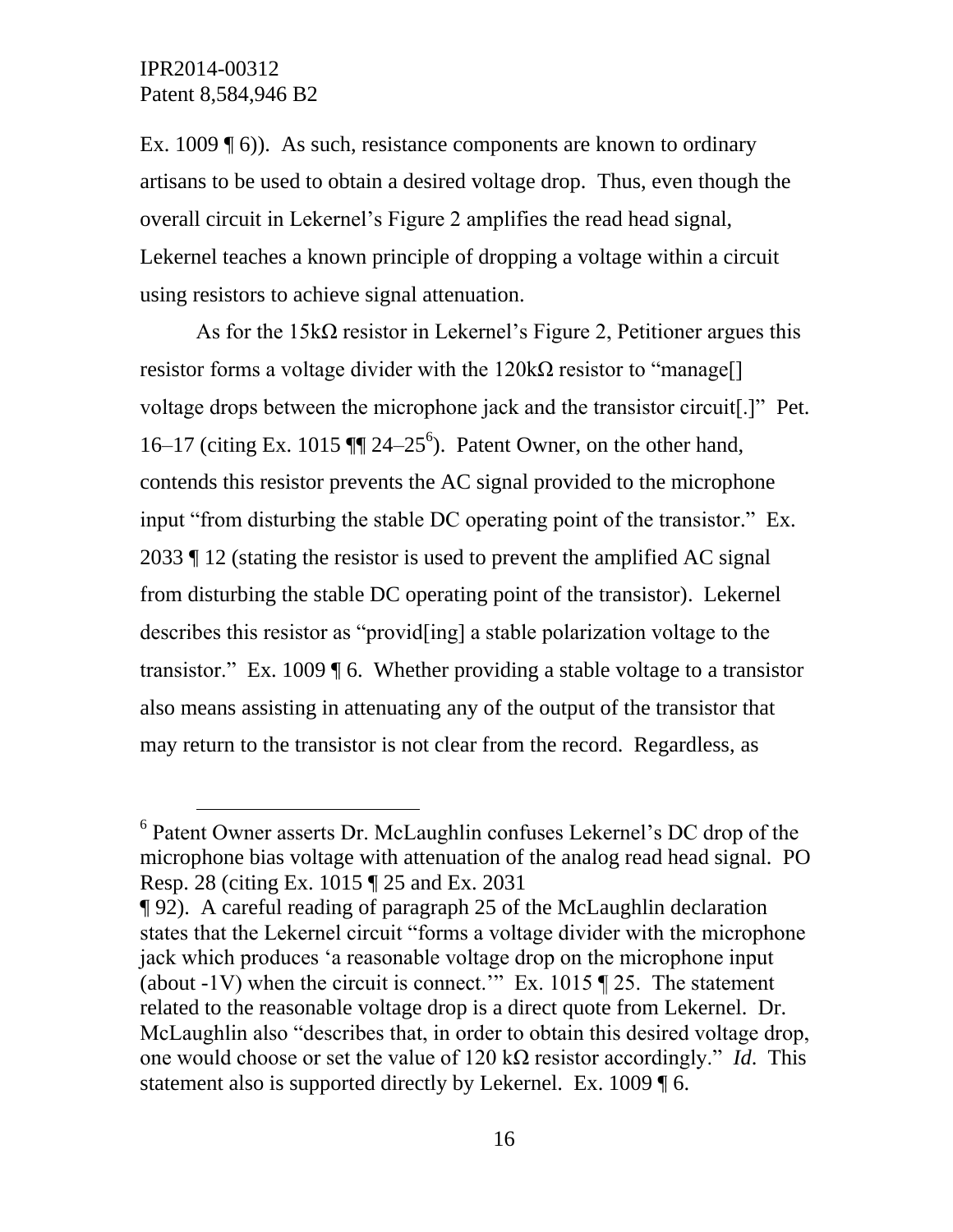Ex. 1009 ¶ 6)). As such, resistance components are known to ordinary artisans to be used to obtain a desired voltage drop. Thus, even though the overall circuit in Lekernel's Figure 2 amplifies the read head signal, Lekernel teaches a known principle of dropping a voltage within a circuit using resistors to achieve signal attenuation.

As for the 15kΩ resistor in Lekernel's Figure 2, Petitioner argues this resistor forms a voltage divider with the 120kΩ resistor to "manage[] voltage drops between the microphone jack and the transistor circuit[.]" Pet. 16–17 (citing Ex. 1015 ¶¶ 24–25[6]). Patent Owner, on the other hand, contends this resistor prevents the AC signal provided to the microphone input "from disturbing the stable DC operating point of the transistor." Ex. 2033 ¶ 12 (stating the resistor is used to prevent the amplified AC signal from disturbing the stable DC operating point of the transistor). Lekernel describes this resistor as "provid[ing] a stable polarization voltage to the transistor." Ex. 1009 ¶ 6. Whether providing a stable voltage to a transistor also means assisting in attenuating any of the output of the transistor that may return to the transistor is not clear from the record. Regardless, as

---

[6] Patent Owner asserts Dr. McLaughlin confuses Lekernel's DC drop of the microphone bias voltage with attenuation of the analog read head signal. PO Resp. 28 (citing Ex. 1015 ¶ 25 and Ex. 2031 ¶ 92). A careful reading of paragraph 25 of the McLaughlin declaration states that the Lekernel circuit "forms a voltage divider with the microphone jack which produces 'a reasonable voltage drop on the microphone input (about -1V) when the circuit is connect.'" Ex. 1015 ¶ 25. The statement related to the reasonable voltage drop is a direct quote from Lekernel. Dr. McLaughlin also "describes that, in order to obtain this desired voltage drop, one would choose or set the value of 120 kΩ resistor accordingly." *Id*. This statement also is supported directly by Lekernel. Ex. 1009 ¶ 6.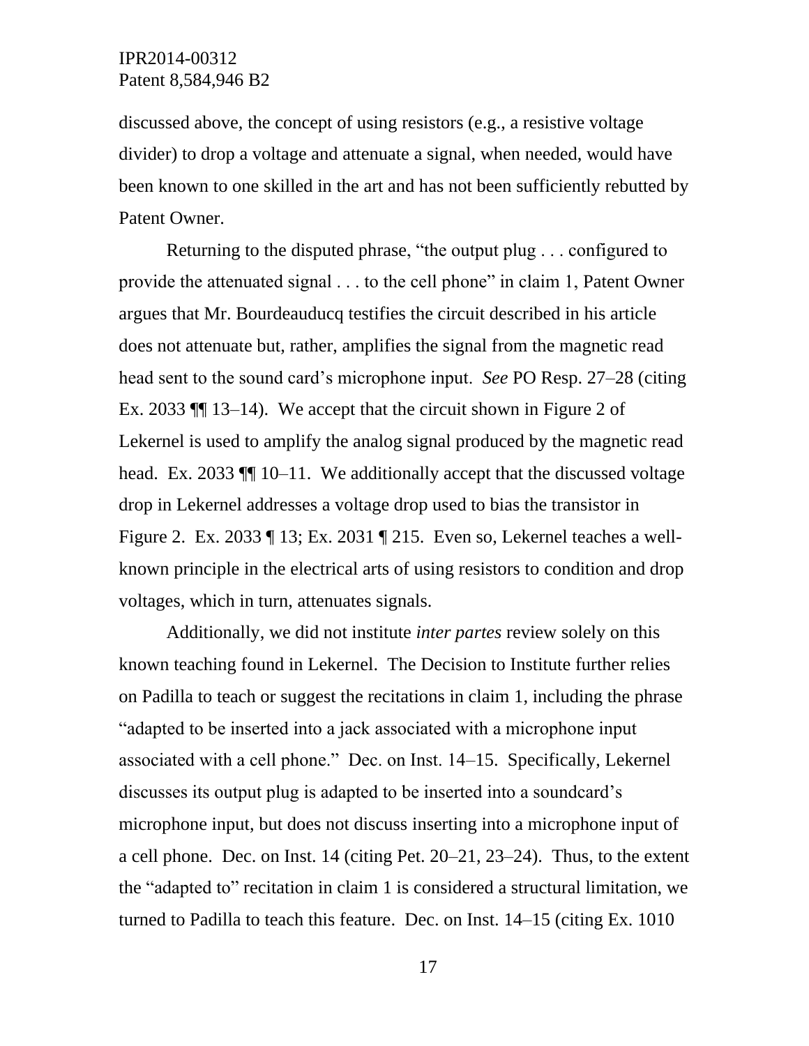discussed above, the concept of using resistors (e.g., a resistive voltage divider) to drop a voltage and attenuate a signal, when needed, would have been known to one skilled in the art and has not been sufficiently rebutted by Patent Owner.

Returning to the disputed phrase, "the output plug . . . configured to provide the attenuated signal . . . to the cell phone" in claim 1, Patent Owner argues that Mr. Bourdeauducq testifies the circuit described in his article does not attenuate but, rather, amplifies the signal from the magnetic read head sent to the sound card's microphone input. *See* PO Resp. 27–28 (citing Ex. 2033 ¶¶ 13–14). We accept that the circuit shown in Figure 2 of Lekernel is used to amplify the analog signal produced by the magnetic read head. Ex. 2033 ¶¶ 10–11. We additionally accept that the discussed voltage drop in Lekernel addresses a voltage drop used to bias the transistor in Figure 2. Ex. 2033 ¶ 13; Ex. 2031 ¶ 215. Even so, Lekernel teaches a well-known principle in the electrical arts of using resistors to condition and drop voltages, which in turn, attenuates signals.

Additionally, we did not institute *inter partes* review solely on this known teaching found in Lekernel. The Decision to Institute further relies on Padilla to teach or suggest the recitations in claim 1, including the phrase "adapted to be inserted into a jack associated with a microphone input associated with a cell phone." Dec. on Inst. 14–15. Specifically, Lekernel discusses its output plug is adapted to be inserted into a soundcard's microphone input, but does not discuss inserting into a microphone input of a cell phone. Dec. on Inst. 14 (citing Pet. 20–21, 23–24). Thus, to the extent the "adapted to" recitation in claim 1 is considered a structural limitation, we turned to Padilla to teach this feature. Dec. on Inst. 14–15 (citing Ex. 1010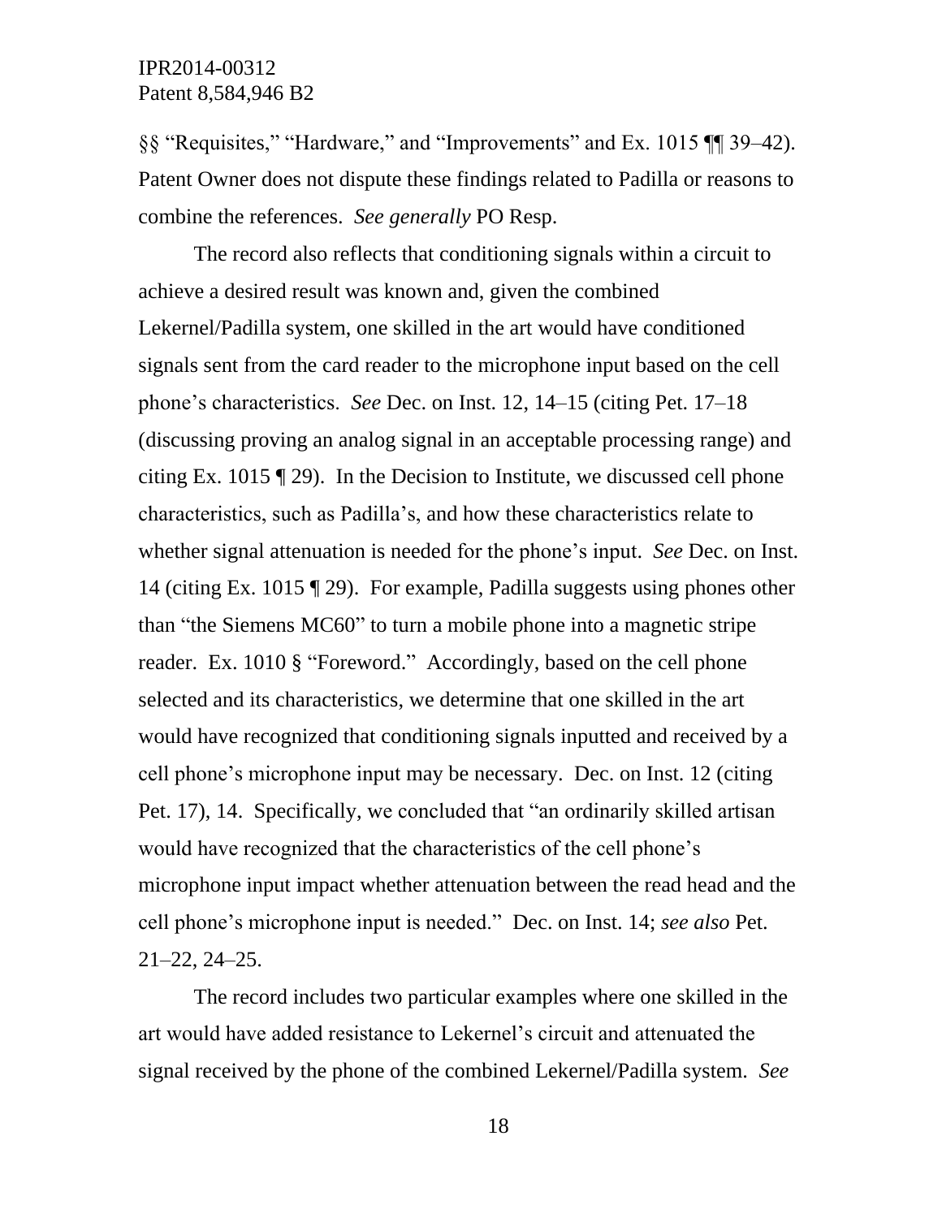§§ "Requisites," "Hardware," and "Improvements" and Ex. 1015 ¶¶ 39–42). Patent Owner does not dispute these findings related to Padilla or reasons to combine the references. *See generally* PO Resp.

The record also reflects that conditioning signals within a circuit to achieve a desired result was known and, given the combined Lekernel/Padilla system, one skilled in the art would have conditioned signals sent from the card reader to the microphone input based on the cell phone's characteristics. *See* Dec. on Inst. 12, 14–15 (citing Pet. 17–18 (discussing proving an analog signal in an acceptable processing range) and citing Ex. 1015 ¶ 29). In the Decision to Institute, we discussed cell phone characteristics, such as Padilla's, and how these characteristics relate to whether signal attenuation is needed for the phone's input. *See* Dec. on Inst. 14 (citing Ex. 1015 ¶ 29). For example, Padilla suggests using phones other than "the Siemens MC60" to turn a mobile phone into a magnetic stripe reader. Ex. 1010 § "Foreword." Accordingly, based on the cell phone selected and its characteristics, we determine that one skilled in the art would have recognized that conditioning signals inputted and received by a cell phone's microphone input may be necessary. Dec. on Inst. 12 (citing Pet. 17), 14. Specifically, we concluded that "an ordinarily skilled artisan would have recognized that the characteristics of the cell phone's microphone input impact whether attenuation between the read head and the cell phone's microphone input is needed." Dec. on Inst. 14; *see also* Pet. 21–22, 24–25.

The record includes two particular examples where one skilled in the art would have added resistance to Lekernel's circuit and attenuated the signal received by the phone of the combined Lekernel/Padilla system. *See*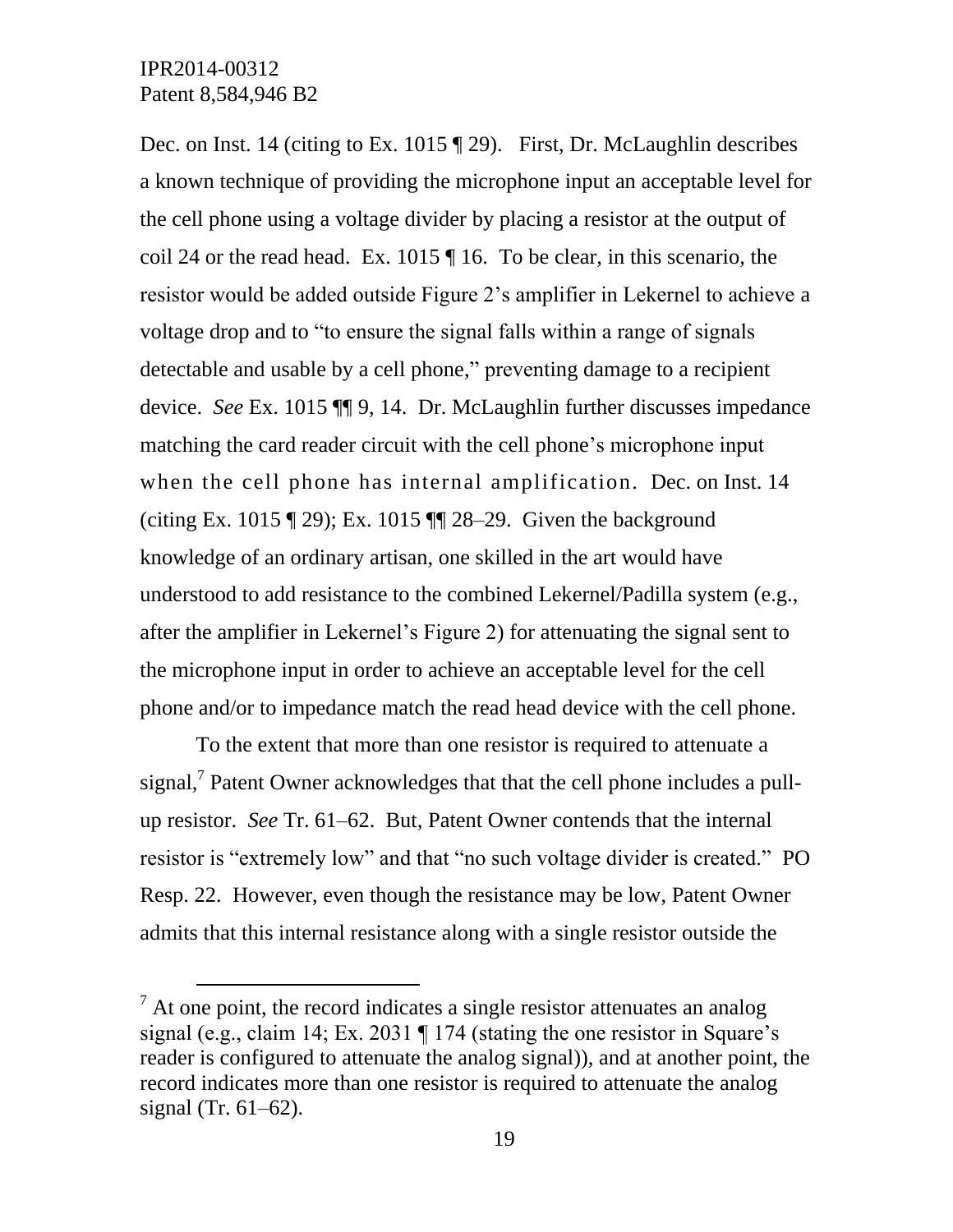Dec. on Inst. 14 (citing to Ex. 1015 ¶ 29). First, Dr. McLaughlin describes a known technique of providing the microphone input an acceptable level for the cell phone using a voltage divider by placing a resistor at the output of coil 24 or the read head. Ex. 1015 ¶ 16. To be clear, in this scenario, the resistor would be added outside Figure 2's amplifier in Lekernel to achieve a voltage drop and to "to ensure the signal falls within a range of signals detectable and usable by a cell phone," preventing damage to a recipient device. *See* Ex. 1015 ¶¶ 9, 14. Dr. McLaughlin further discusses impedance matching the card reader circuit with the cell phone's microphone input when the cell phone has internal amplification. Dec. on Inst. 14 (citing Ex. 1015 ¶ 29); Ex. 1015 ¶¶ 28–29. Given the background knowledge of an ordinary artisan, one skilled in the art would have understood to add resistance to the combined Lekernel/Padilla system (e.g., after the amplifier in Lekernel's Figure 2) for attenuating the signal sent to the microphone input in order to achieve an acceptable level for the cell phone and/or to impedance match the read head device with the cell phone.

To the extent that more than one resistor is required to attenuate a signal,[7] Patent Owner acknowledges that that the cell phone includes a pull-up resistor. *See* Tr. 61–62. But, Patent Owner contends that the internal resistor is "extremely low" and that "no such voltage divider is created." PO Resp. 22. However, even though the resistance may be low, Patent Owner admits that this internal resistance along with a single resistor outside the

---

[7] At one point, the record indicates a single resistor attenuates an analog signal (e.g., claim 14; Ex. 2031 ¶ 174 (stating the one resistor in Square's reader is configured to attenuate the analog signal)), and at another point, the record indicates more than one resistor is required to attenuate the analog signal (Tr. 61–62).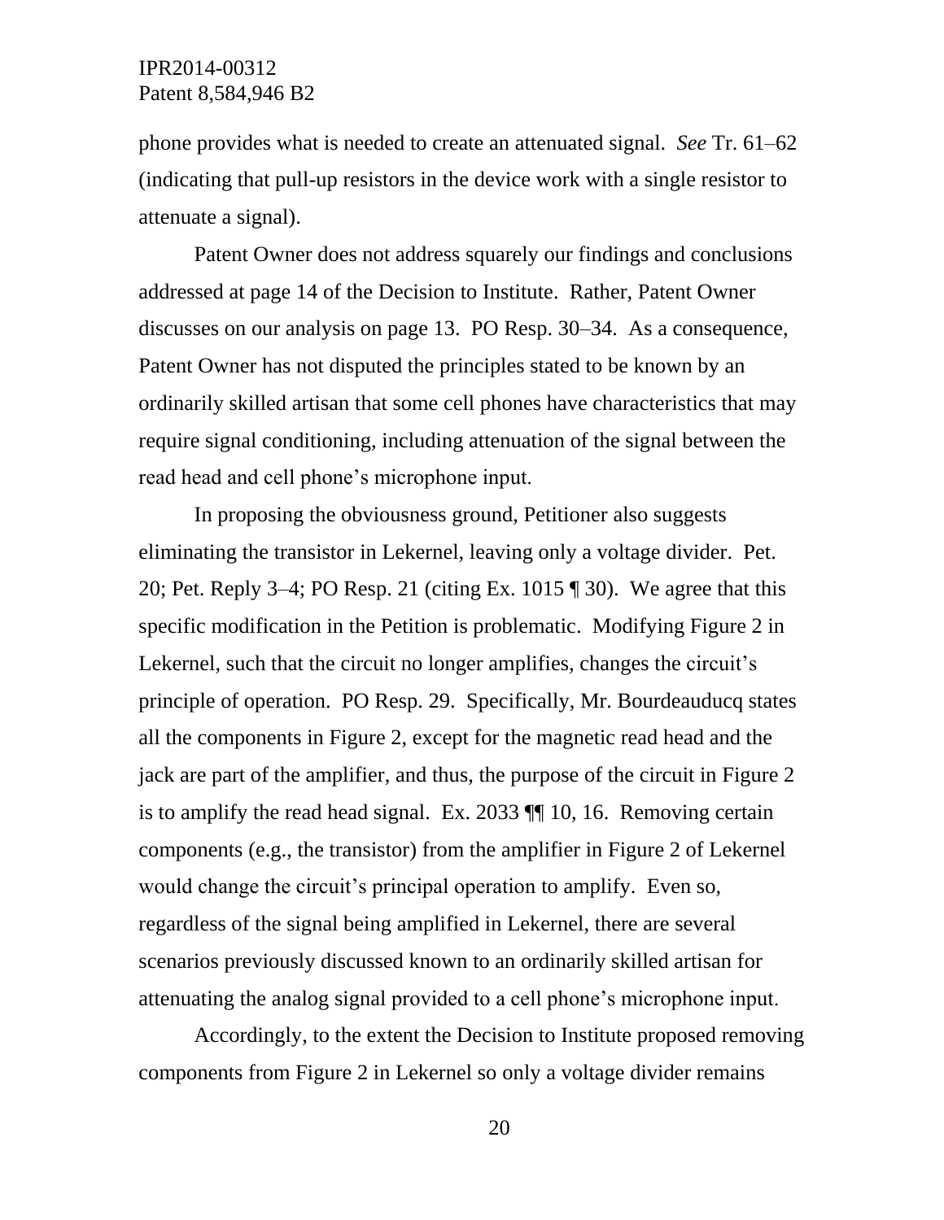phone provides what is needed to create an attenuated signal. *See* Tr. 61–62 (indicating that pull-up resistors in the device work with a single resistor to attenuate a signal).

Patent Owner does not address squarely our findings and conclusions addressed at page 14 of the Decision to Institute. Rather, Patent Owner discusses on our analysis on page 13. PO Resp. 30–34. As a consequence, Patent Owner has not disputed the principles stated to be known by an ordinarily skilled artisan that some cell phones have characteristics that may require signal conditioning, including attenuation of the signal between the read head and cell phone's microphone input.

In proposing the obviousness ground, Petitioner also suggests eliminating the transistor in Lekernel, leaving only a voltage divider. Pet. 20; Pet. Reply 3–4; PO Resp. 21 (citing Ex. 1015 ¶ 30). We agree that this specific modification in the Petition is problematic. Modifying Figure 2 in Lekernel, such that the circuit no longer amplifies, changes the circuit's principle of operation. PO Resp. 29. Specifically, Mr. Bourdeauducq states all the components in Figure 2, except for the magnetic read head and the jack are part of the amplifier, and thus, the purpose of the circuit in Figure 2 is to amplify the read head signal. Ex. 2033 ¶¶ 10, 16. Removing certain components (e.g., the transistor) from the amplifier in Figure 2 of Lekernel would change the circuit's principal operation to amplify. Even so, regardless of the signal being amplified in Lekernel, there are several scenarios previously discussed known to an ordinarily skilled artisan for attenuating the analog signal provided to a cell phone's microphone input.

Accordingly, to the extent the Decision to Institute proposed removing components from Figure 2 in Lekernel so only a voltage divider remains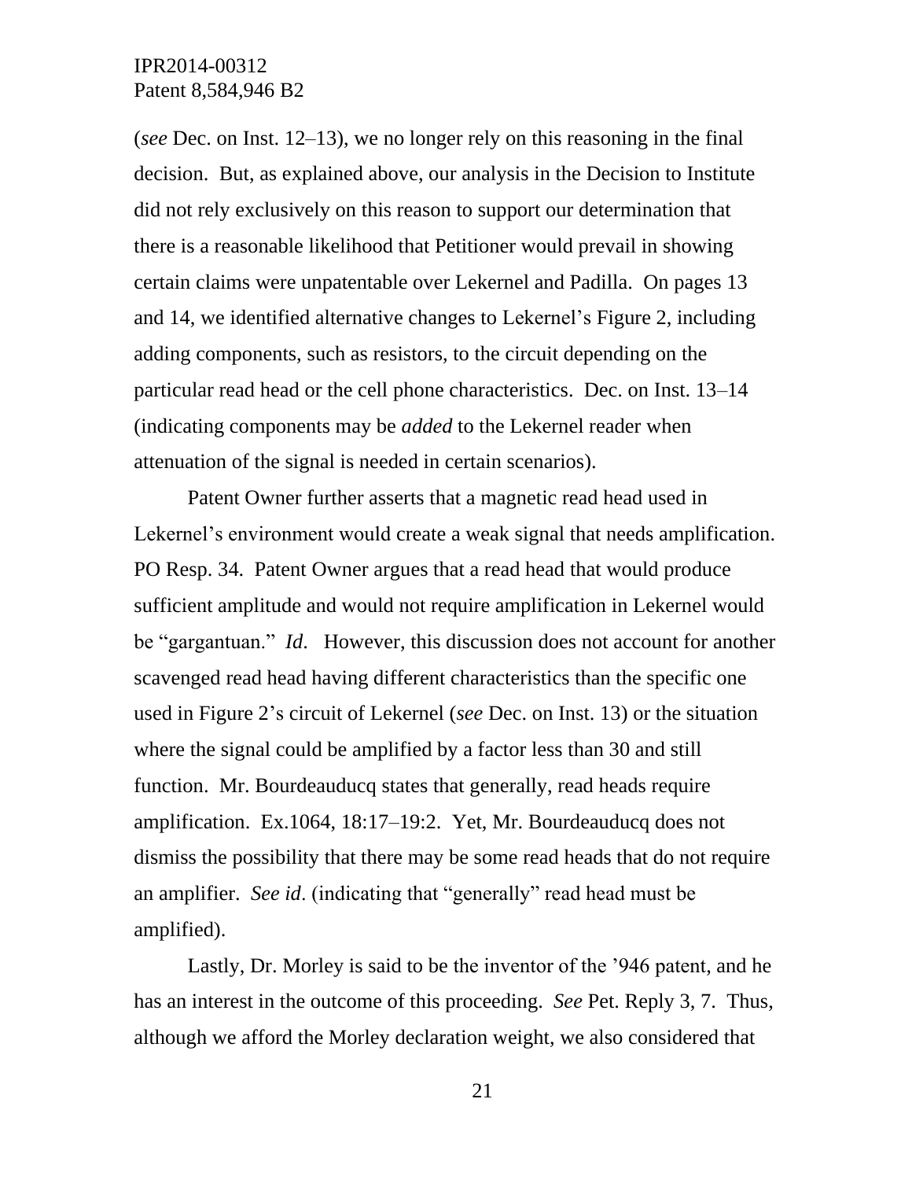(*see* Dec. on Inst. 12–13), we no longer rely on this reasoning in the final decision. But, as explained above, our analysis in the Decision to Institute did not rely exclusively on this reason to support our determination that there is a reasonable likelihood that Petitioner would prevail in showing certain claims were unpatentable over Lekernel and Padilla. On pages 13 and 14, we identified alternative changes to Lekernel's Figure 2, including adding components, such as resistors, to the circuit depending on the particular read head or the cell phone characteristics. Dec. on Inst. 13–14 (indicating components may be *added* to the Lekernel reader when attenuation of the signal is needed in certain scenarios).

Patent Owner further asserts that a magnetic read head used in Lekernel's environment would create a weak signal that needs amplification. PO Resp. 34. Patent Owner argues that a read head that would produce sufficient amplitude and would not require amplification in Lekernel would be "gargantuan." *Id*. However, this discussion does not account for another scavenged read head having different characteristics than the specific one used in Figure 2's circuit of Lekernel (*see* Dec. on Inst. 13) or the situation where the signal could be amplified by a factor less than 30 and still function. Mr. Bourdeauducq states that generally, read heads require amplification. Ex.1064, 18:17–19:2. Yet, Mr. Bourdeauducq does not dismiss the possibility that there may be some read heads that do not require an amplifier. *See id*. (indicating that "generally" read head must be amplified).

Lastly, Dr. Morley is said to be the inventor of the '946 patent, and he has an interest in the outcome of this proceeding. *See* Pet. Reply 3, 7. Thus, although we afford the Morley declaration weight, we also considered that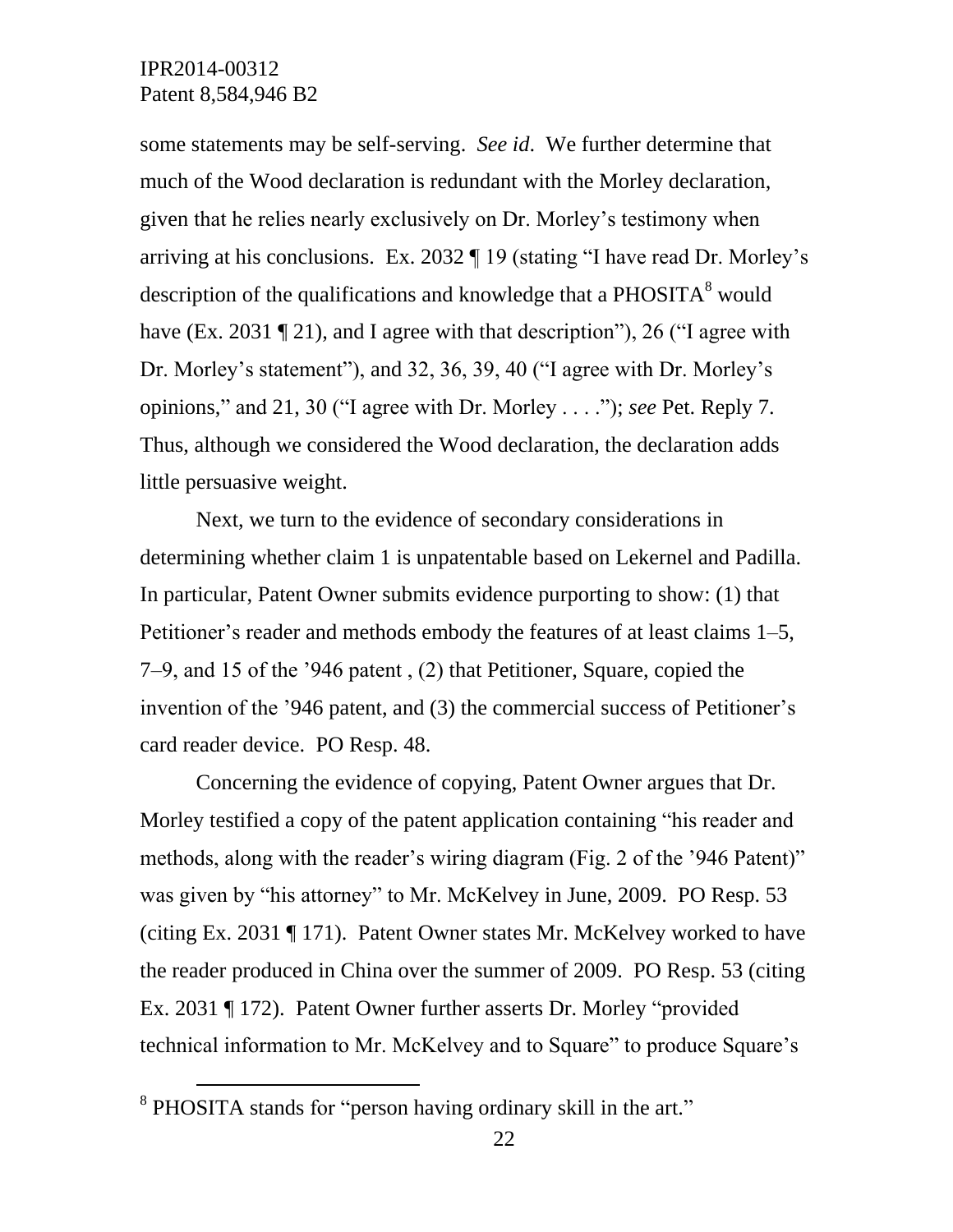some statements may be self-serving. *See id*. We further determine that much of the Wood declaration is redundant with the Morley declaration, given that he relies nearly exclusively on Dr. Morley's testimony when arriving at his conclusions. Ex. 2032 ¶ 19 (stating "I have read Dr. Morley's description of the qualifications and knowledge that a PHOSITA[8] would have (Ex. 2031 ¶ 21), and I agree with that description"), 26 ("I agree with Dr. Morley's statement"), and 32, 36, 39, 40 ("I agree with Dr. Morley's opinions," and 21, 30 ("I agree with Dr. Morley . . . ."); *see* Pet. Reply 7. Thus, although we considered the Wood declaration, the declaration adds little persuasive weight.

Next, we turn to the evidence of secondary considerations in determining whether claim 1 is unpatentable based on Lekernel and Padilla. In particular, Patent Owner submits evidence purporting to show: (1) that Petitioner's reader and methods embody the features of at least claims 1–5, 7–9, and 15 of the '946 patent , (2) that Petitioner, Square, copied the invention of the '946 patent, and (3) the commercial success of Petitioner's card reader device. PO Resp. 48.

Concerning the evidence of copying, Patent Owner argues that Dr. Morley testified a copy of the patent application containing "his reader and methods, along with the reader's wiring diagram (Fig. 2 of the '946 Patent)" was given by "his attorney" to Mr. McKelvey in June, 2009. PO Resp. 53 (citing Ex. 2031 ¶ 171). Patent Owner states Mr. McKelvey worked to have the reader produced in China over the summer of 2009. PO Resp. 53 (citing Ex. 2031 ¶ 172). Patent Owner further asserts Dr. Morley "provided technical information to Mr. McKelvey and to Square" to produce Square's

---

[8] PHOSITA stands for "person having ordinary skill in the art."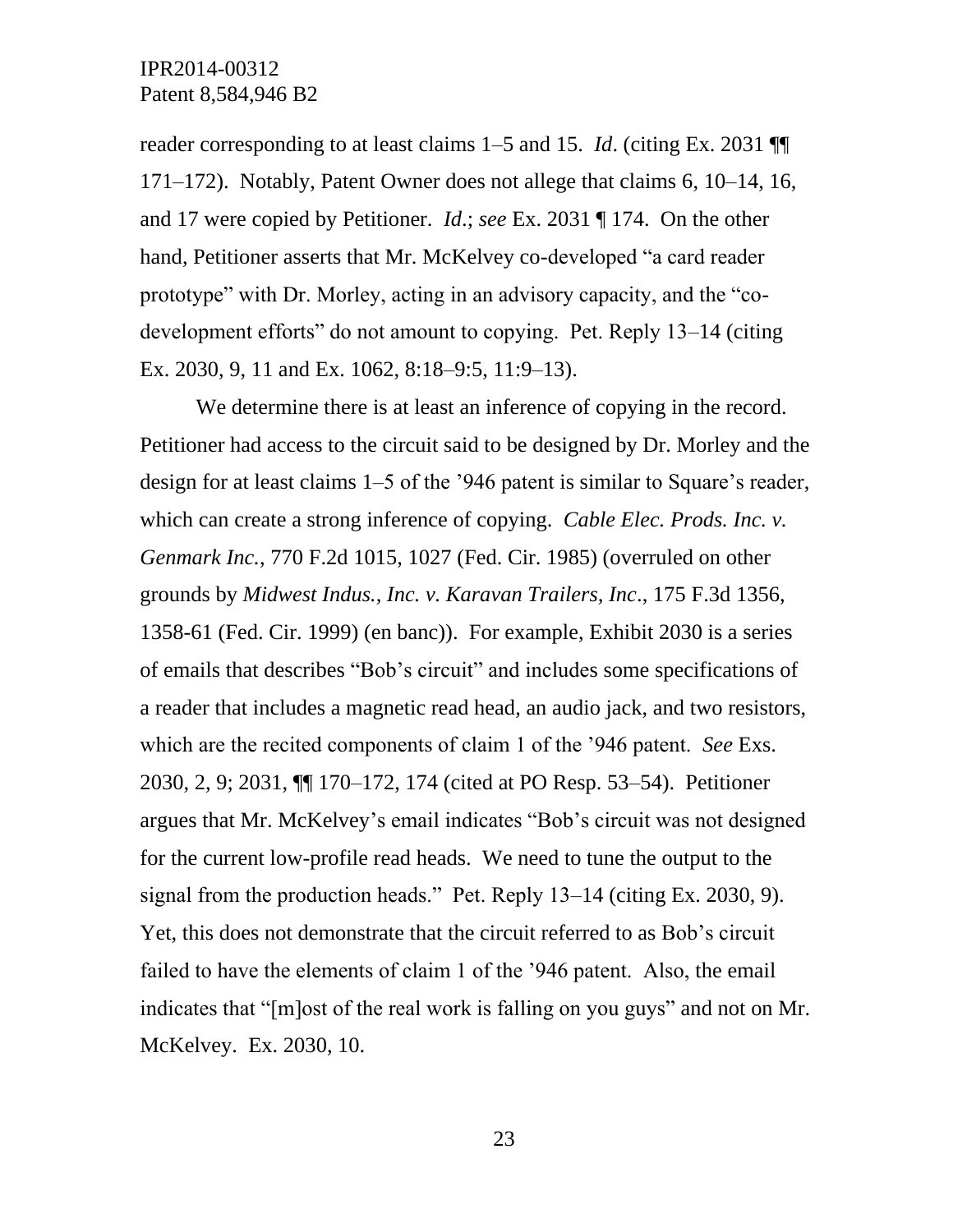reader corresponding to at least claims 1–5 and 15. *Id*. (citing Ex. 2031 ¶¶ 171–172). Notably, Patent Owner does not allege that claims 6, 10–14, 16, and 17 were copied by Petitioner. *Id*.; *see* Ex. 2031 ¶ 174. On the other hand, Petitioner asserts that Mr. McKelvey co-developed "a card reader prototype" with Dr. Morley, acting in an advisory capacity, and the "co-development efforts" do not amount to copying. Pet. Reply 13–14 (citing Ex. 2030, 9, 11 and Ex. 1062, 8:18–9:5, 11:9–13).

We determine there is at least an inference of copying in the record. Petitioner had access to the circuit said to be designed by Dr. Morley and the design for at least claims 1–5 of the '946 patent is similar to Square's reader, which can create a strong inference of copying. *Cable Elec. Prods. Inc. v. Genmark Inc.*, 770 F.2d 1015, 1027 (Fed. Cir. 1985) (overruled on other grounds by *Midwest Indus., Inc. v. Karavan Trailers, Inc*., 175 F.3d 1356, 1358-61 (Fed. Cir. 1999) (en banc)). For example, Exhibit 2030 is a series of emails that describes "Bob's circuit" and includes some specifications of a reader that includes a magnetic read head, an audio jack, and two resistors, which are the recited components of claim 1 of the '946 patent. *See* Exs. 2030, 2, 9; 2031, ¶¶ 170–172, 174 (cited at PO Resp. 53–54). Petitioner argues that Mr. McKelvey's email indicates "Bob's circuit was not designed for the current low-profile read heads. We need to tune the output to the signal from the production heads." Pet. Reply 13–14 (citing Ex. 2030, 9). Yet, this does not demonstrate that the circuit referred to as Bob's circuit failed to have the elements of claim 1 of the '946 patent. Also, the email indicates that "[m]ost of the real work is falling on you guys" and not on Mr. McKelvey. Ex. 2030, 10.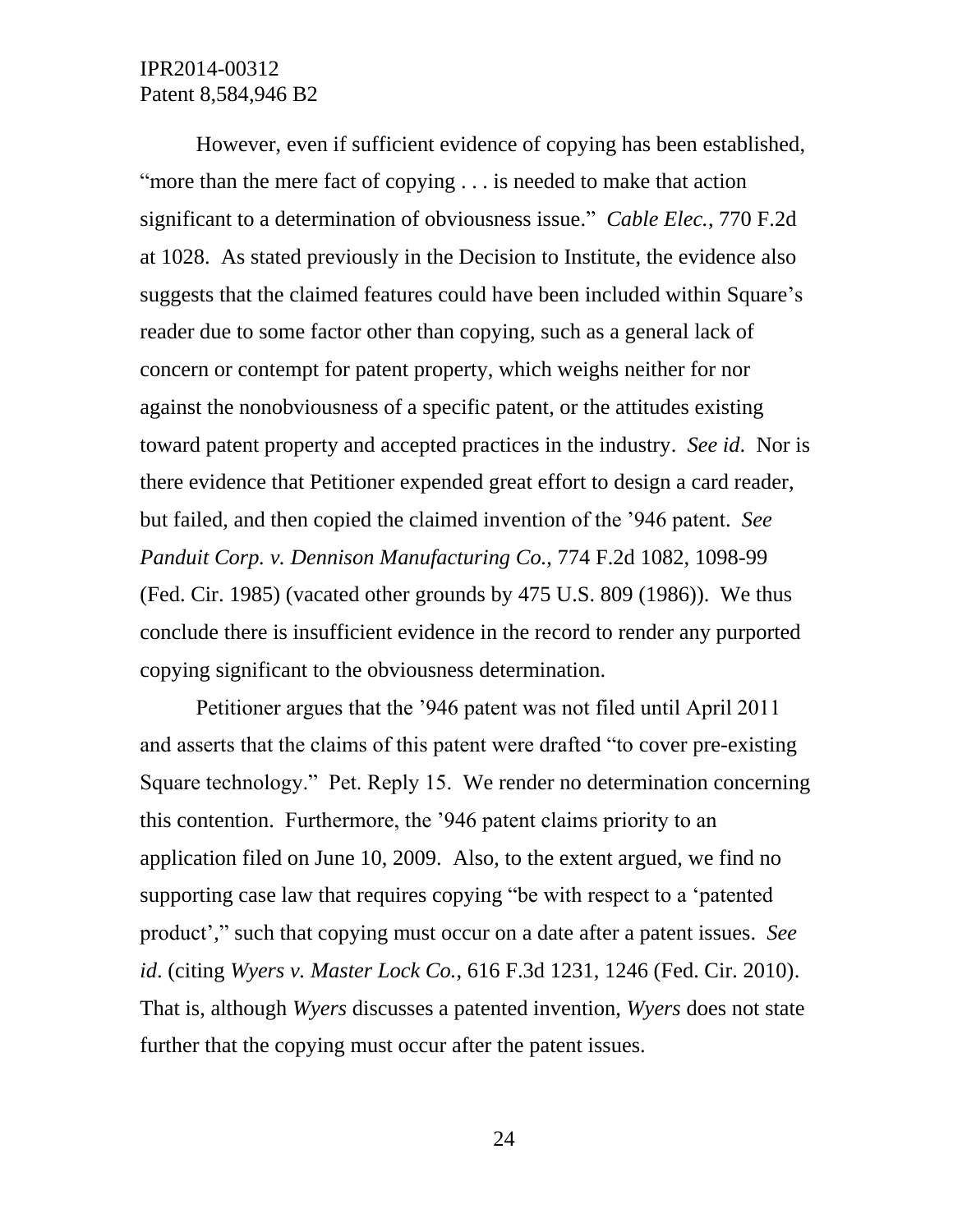However, even if sufficient evidence of copying has been established, "more than the mere fact of copying . . . is needed to make that action significant to a determination of obviousness issue." *Cable Elec.*, 770 F.2d at 1028. As stated previously in the Decision to Institute, the evidence also suggests that the claimed features could have been included within Square's reader due to some factor other than copying, such as a general lack of concern or contempt for patent property, which weighs neither for nor against the nonobviousness of a specific patent, or the attitudes existing toward patent property and accepted practices in the industry. *See id*. Nor is there evidence that Petitioner expended great effort to design a card reader, but failed, and then copied the claimed invention of the '946 patent. *See Panduit Corp. v. Dennison Manufacturing Co.*, 774 F.2d 1082, 1098-99 (Fed. Cir. 1985) (vacated other grounds by 475 U.S. 809 (1986)). We thus conclude there is insufficient evidence in the record to render any purported copying significant to the obviousness determination.

Petitioner argues that the '946 patent was not filed until April 2011 and asserts that the claims of this patent were drafted "to cover pre-existing Square technology." Pet. Reply 15. We render no determination concerning this contention. Furthermore, the '946 patent claims priority to an application filed on June 10, 2009. Also, to the extent argued, we find no supporting case law that requires copying "be with respect to a 'patented product'," such that copying must occur on a date after a patent issues. *See id*. (citing *Wyers v. Master Lock Co.*, 616 F.3d 1231, 1246 (Fed. Cir. 2010). That is, although *Wyers* discusses a patented invention, *Wyers* does not state further that the copying must occur after the patent issues.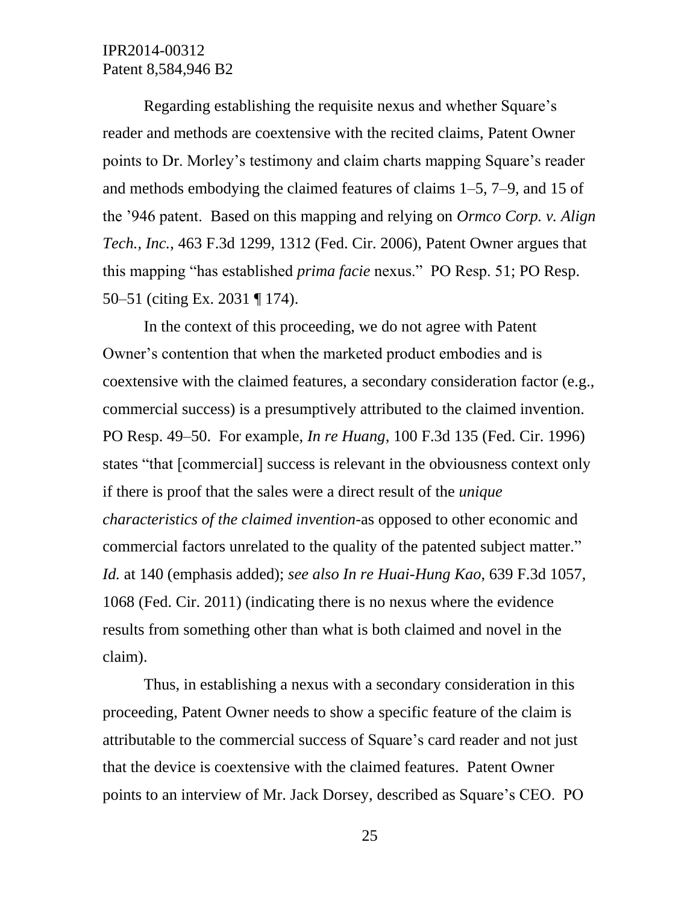Regarding establishing the requisite nexus and whether Square's reader and methods are coextensive with the recited claims, Patent Owner points to Dr. Morley's testimony and claim charts mapping Square's reader and methods embodying the claimed features of claims 1–5, 7–9, and 15 of the '946 patent. Based on this mapping and relying on *Ormco Corp. v. Align Tech., Inc.*, 463 F.3d 1299, 1312 (Fed. Cir. 2006), Patent Owner argues that this mapping "has established *prima facie* nexus." PO Resp. 51; PO Resp. 50–51 (citing Ex. 2031 ¶ 174).

In the context of this proceeding, we do not agree with Patent Owner's contention that when the marketed product embodies and is coextensive with the claimed features, a secondary consideration factor (e.g., commercial success) is a presumptively attributed to the claimed invention. PO Resp. 49–50. For example, *In re Huang*, 100 F.3d 135 (Fed. Cir. 1996) states "that [commercial] success is relevant in the obviousness context only if there is proof that the sales were a direct result of the *unique characteristics of the claimed invention*-as opposed to other economic and commercial factors unrelated to the quality of the patented subject matter." *Id.* at 140 (emphasis added); *see also In re Huai-Hung Kao*, 639 F.3d 1057, 1068 (Fed. Cir. 2011) (indicating there is no nexus where the evidence results from something other than what is both claimed and novel in the claim).

Thus, in establishing a nexus with a secondary consideration in this proceeding, Patent Owner needs to show a specific feature of the claim is attributable to the commercial success of Square's card reader and not just that the device is coextensive with the claimed features. Patent Owner points to an interview of Mr. Jack Dorsey, described as Square's CEO. PO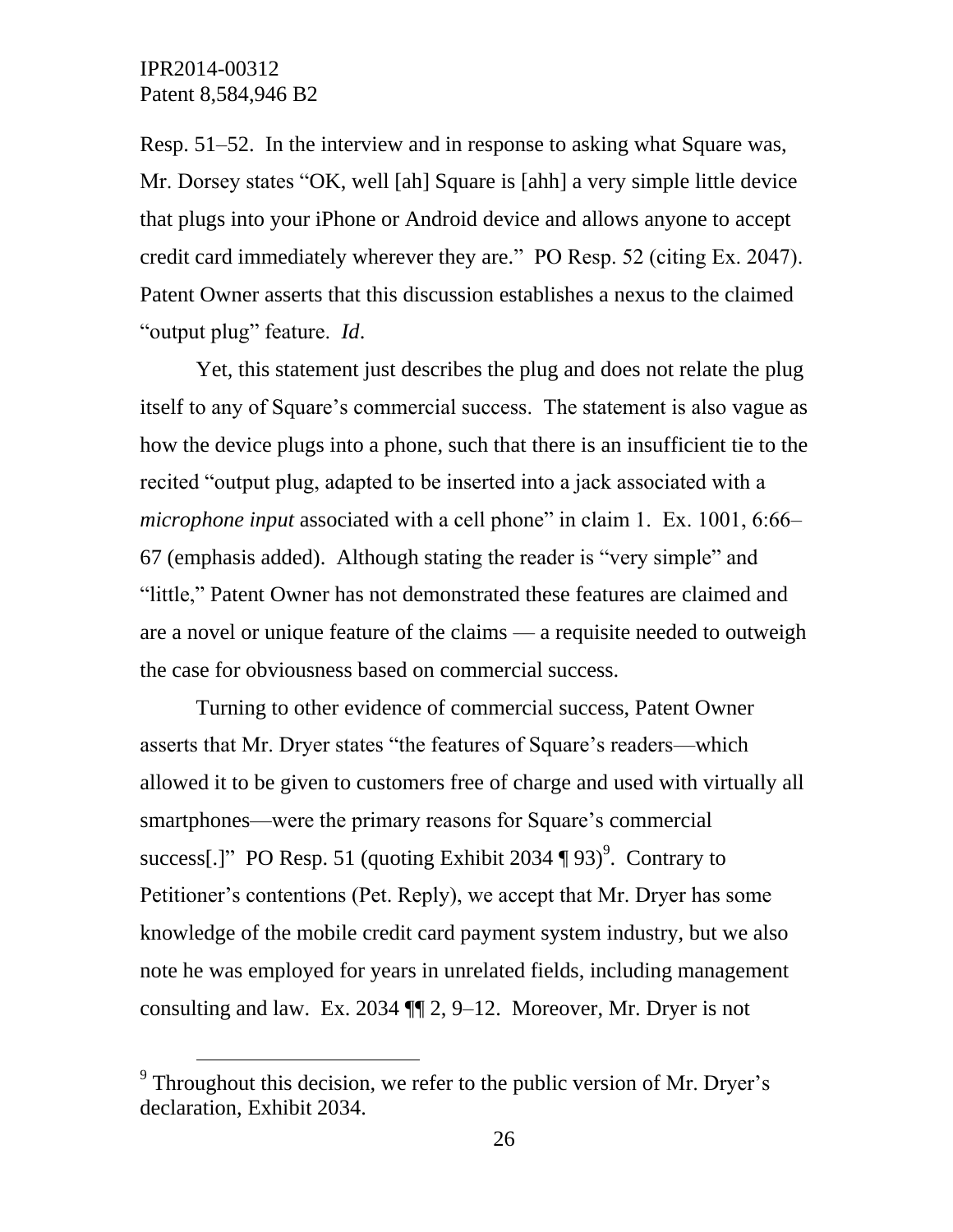Resp. 51–52. In the interview and in response to asking what Square was, Mr. Dorsey states "OK, well [ah] Square is [ahh] a very simple little device that plugs into your iPhone or Android device and allows anyone to accept credit card immediately wherever they are." PO Resp. 52 (citing Ex. 2047). Patent Owner asserts that this discussion establishes a nexus to the claimed "output plug" feature. *Id*.

Yet, this statement just describes the plug and does not relate the plug itself to any of Square's commercial success. The statement is also vague as how the device plugs into a phone, such that there is an insufficient tie to the recited "output plug, adapted to be inserted into a jack associated with a *microphone input* associated with a cell phone" in claim 1. Ex. 1001, 6:66–67 (emphasis added). Although stating the reader is "very simple" and "little," Patent Owner has not demonstrated these features are claimed and are a novel or unique feature of the claims — a requisite needed to outweigh the case for obviousness based on commercial success.

Turning to other evidence of commercial success, Patent Owner asserts that Mr. Dryer states "the features of Square's readers—which allowed it to be given to customers free of charge and used with virtually all smartphones—were the primary reasons for Square's commercial success[.]" PO Resp. 51 (quoting Exhibit 2034 ¶ 93)[9]. Contrary to Petitioner's contentions (Pet. Reply), we accept that Mr. Dryer has some knowledge of the mobile credit card payment system industry, but we also note he was employed for years in unrelated fields, including management consulting and law. Ex. 2034 ¶¶ 2, 9–12. Moreover, Mr. Dryer is not

[9] Throughout this decision, we refer to the public version of Mr. Dryer's declaration, Exhibit 2034.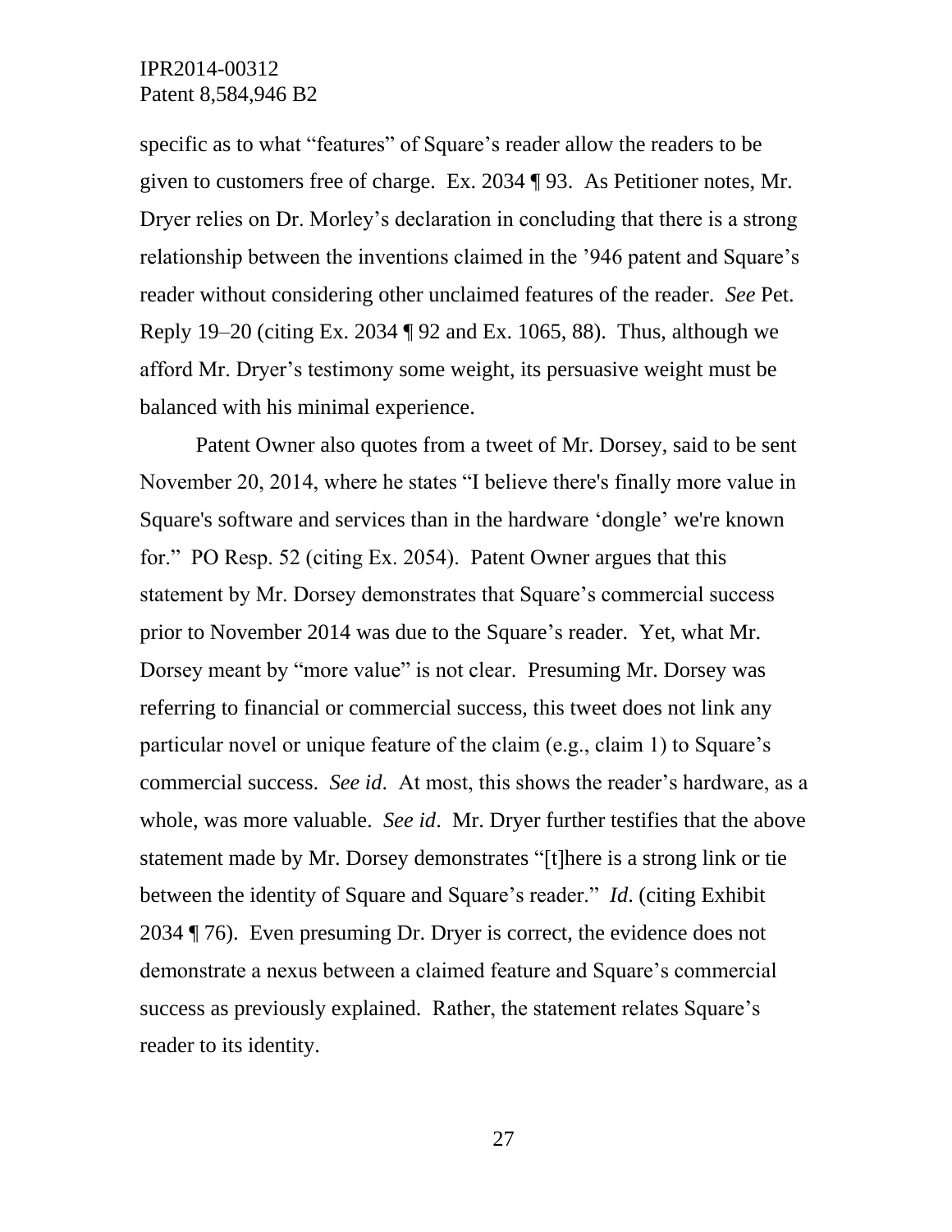specific as to what "features" of Square's reader allow the readers to be given to customers free of charge. Ex. 2034 ¶ 93. As Petitioner notes, Mr. Dryer relies on Dr. Morley's declaration in concluding that there is a strong relationship between the inventions claimed in the '946 patent and Square's reader without considering other unclaimed features of the reader. *See* Pet. Reply 19–20 (citing Ex. 2034 ¶ 92 and Ex. 1065, 88). Thus, although we afford Mr. Dryer's testimony some weight, its persuasive weight must be balanced with his minimal experience.

Patent Owner also quotes from a tweet of Mr. Dorsey, said to be sent November 20, 2014, where he states "I believe there's finally more value in Square's software and services than in the hardware 'dongle' we're known for." PO Resp. 52 (citing Ex. 2054). Patent Owner argues that this statement by Mr. Dorsey demonstrates that Square's commercial success prior to November 2014 was due to the Square's reader. Yet, what Mr. Dorsey meant by "more value" is not clear. Presuming Mr. Dorsey was referring to financial or commercial success, this tweet does not link any particular novel or unique feature of the claim (e.g., claim 1) to Square's commercial success. *See id*. At most, this shows the reader's hardware, as a whole, was more valuable. *See id*. Mr. Dryer further testifies that the above statement made by Mr. Dorsey demonstrates "[t]here is a strong link or tie between the identity of Square and Square's reader." *Id*. (citing Exhibit 2034 ¶ 76). Even presuming Dr. Dryer is correct, the evidence does not demonstrate a nexus between a claimed feature and Square's commercial success as previously explained. Rather, the statement relates Square's reader to its identity.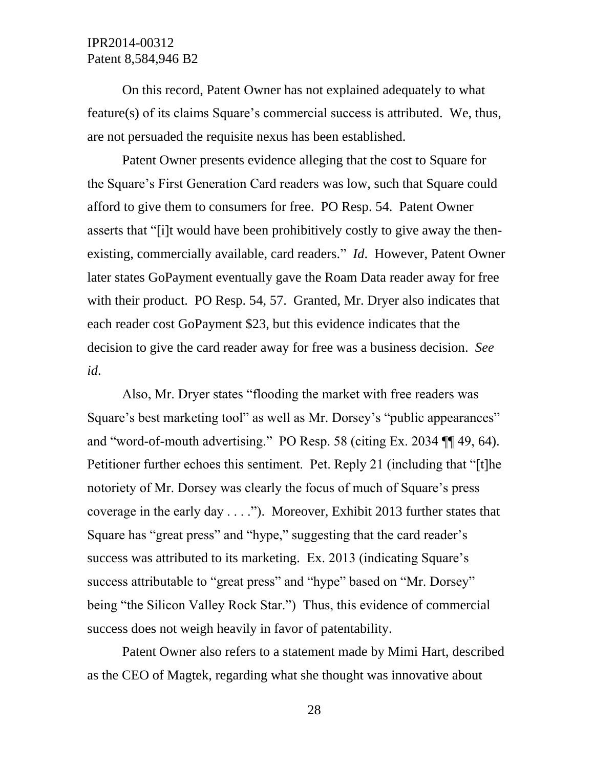On this record, Patent Owner has not explained adequately to what feature(s) of its claims Square's commercial success is attributed. We, thus, are not persuaded the requisite nexus has been established.

Patent Owner presents evidence alleging that the cost to Square for the Square's First Generation Card readers was low, such that Square could afford to give them to consumers for free. PO Resp. 54. Patent Owner asserts that "[i]t would have been prohibitively costly to give away the then-existing, commercially available, card readers." *Id*. However, Patent Owner later states GoPayment eventually gave the Roam Data reader away for free with their product. PO Resp. 54, 57. Granted, Mr. Dryer also indicates that each reader cost GoPayment $23, but this evidence indicates that the decision to give the card reader away for free was a business decision. *See id*.

Also, Mr. Dryer states "flooding the market with free readers was Square's best marketing tool" as well as Mr. Dorsey's "public appearances" and "word-of-mouth advertising." PO Resp. 58 (citing Ex. 2034 ¶¶ 49, 64). Petitioner further echoes this sentiment. Pet. Reply 21 (including that "[t]he notoriety of Mr. Dorsey was clearly the focus of much of Square's press coverage in the early day . . . ."). Moreover, Exhibit 2013 further states that Square has "great press" and "hype," suggesting that the card reader's success was attributed to its marketing. Ex. 2013 (indicating Square's success attributable to "great press" and "hype" based on "Mr. Dorsey" being "the Silicon Valley Rock Star.") Thus, this evidence of commercial success does not weigh heavily in favor of patentability.

Patent Owner also refers to a statement made by Mimi Hart, described as the CEO of Magtek, regarding what she thought was innovative about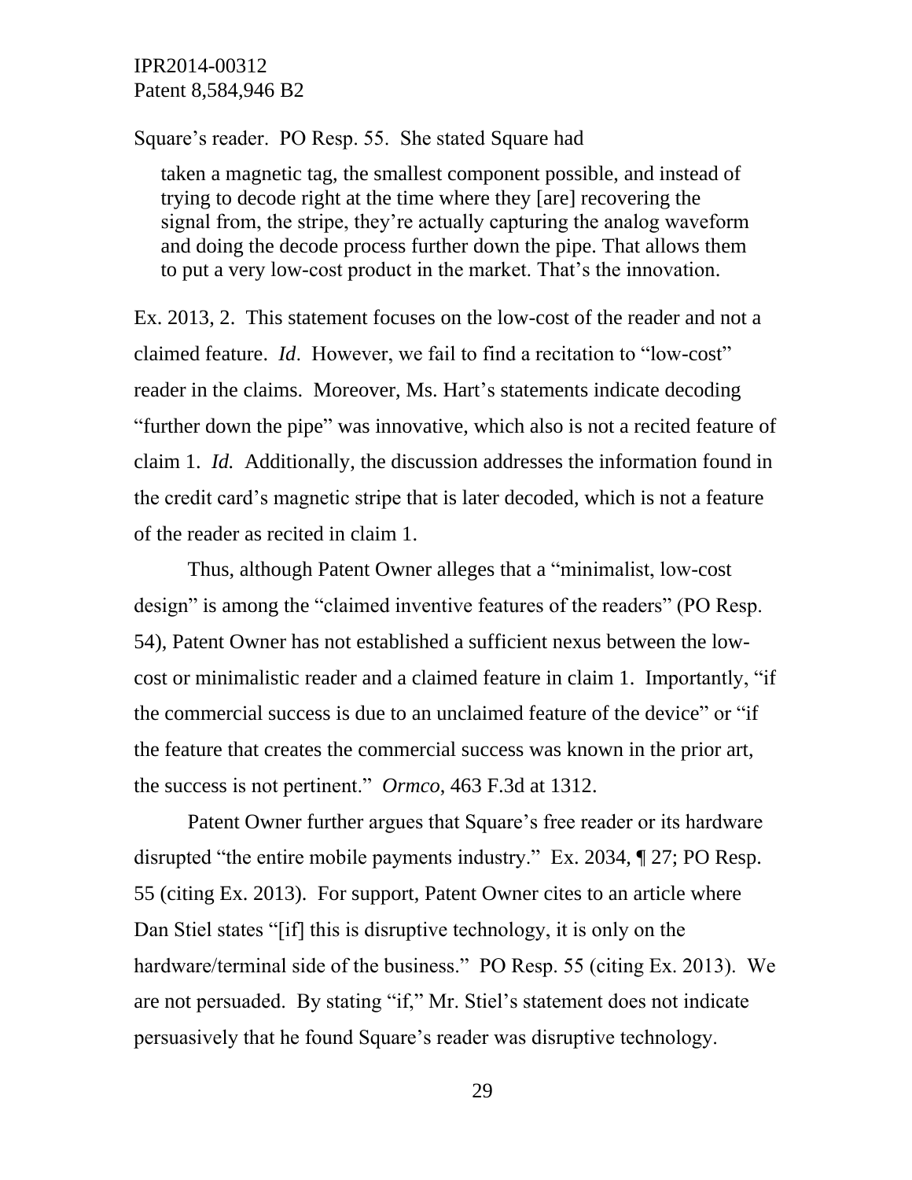Square's reader. PO Resp. 55. She stated Square had

> taken a magnetic tag, the smallest component possible, and instead of trying to decode right at the time where they [are] recovering the signal from, the stripe, they're actually capturing the analog waveform and doing the decode process further down the pipe. That allows them to put a very low-cost product in the market. That's the innovation.

Ex. 2013, 2. This statement focuses on the low-cost of the reader and not a claimed feature. *Id*. However, we fail to find a recitation to "low-cost" reader in the claims. Moreover, Ms. Hart's statements indicate decoding "further down the pipe" was innovative, which also is not a recited feature of claim 1. *Id.* Additionally, the discussion addresses the information found in the credit card's magnetic stripe that is later decoded, which is not a feature of the reader as recited in claim 1.

Thus, although Patent Owner alleges that a "minimalist, low-cost design" is among the "claimed inventive features of the readers" (PO Resp. 54), Patent Owner has not established a sufficient nexus between the low-cost or minimalistic reader and a claimed feature in claim 1. Importantly, "if the commercial success is due to an unclaimed feature of the device" or "if the feature that creates the commercial success was known in the prior art, the success is not pertinent." *Ormco*, 463 F.3d at 1312.

Patent Owner further argues that Square's free reader or its hardware disrupted "the entire mobile payments industry." Ex. 2034, ¶ 27; PO Resp. 55 (citing Ex. 2013). For support, Patent Owner cites to an article where Dan Stiel states "[if] this is disruptive technology, it is only on the hardware/terminal side of the business." PO Resp. 55 (citing Ex. 2013). We are not persuaded. By stating "if," Mr. Stiel's statement does not indicate persuasively that he found Square's reader was disruptive technology.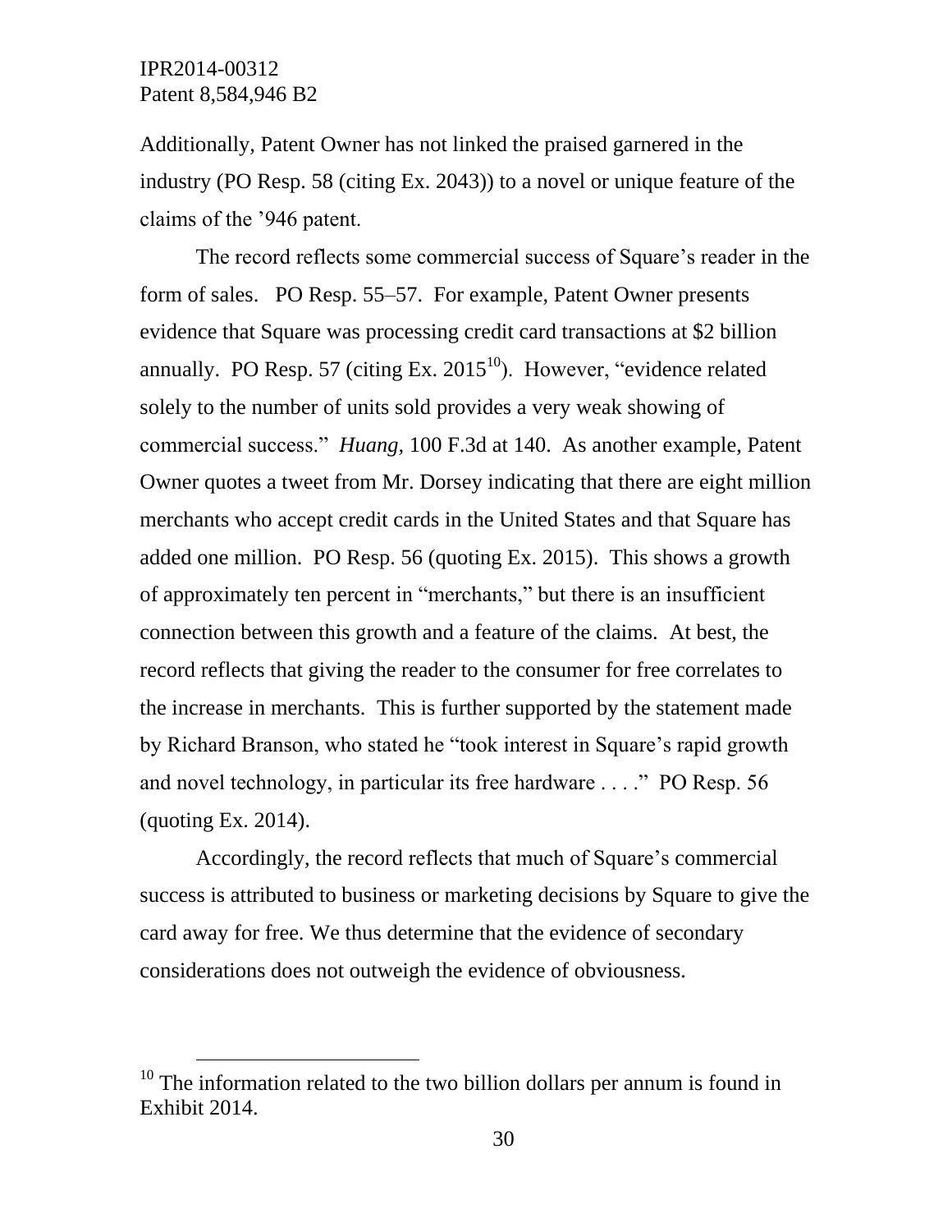Additionally, Patent Owner has not linked the praised garnered in the industry (PO Resp. 58 (citing Ex. 2043)) to a novel or unique feature of the claims of the '946 patent.

The record reflects some commercial success of Square's reader in the form of sales. PO Resp. 55–57. For example, Patent Owner presents evidence that Square was processing credit card transactions at $2 billion annually. PO Resp. 57 (citing Ex. 2015[10]). However, "evidence related solely to the number of units sold provides a very weak showing of commercial success." *Huang,* 100 F.3d at 140. As another example, Patent Owner quotes a tweet from Mr. Dorsey indicating that there are eight million merchants who accept credit cards in the United States and that Square has added one million. PO Resp. 56 (quoting Ex. 2015). This shows a growth of approximately ten percent in "merchants," but there is an insufficient connection between this growth and a feature of the claims. At best, the record reflects that giving the reader to the consumer for free correlates to the increase in merchants. This is further supported by the statement made by Richard Branson, who stated he "took interest in Square's rapid growth and novel technology, in particular its free hardware . . . ." PO Resp. 56 (quoting Ex. 2014).

Accordingly, the record reflects that much of Square's commercial success is attributed to business or marketing decisions by Square to give the card away for free. We thus determine that the evidence of secondary considerations does not outweigh the evidence of obviousness.

---

[10] The information related to the two billion dollars per annum is found in Exhibit 2014.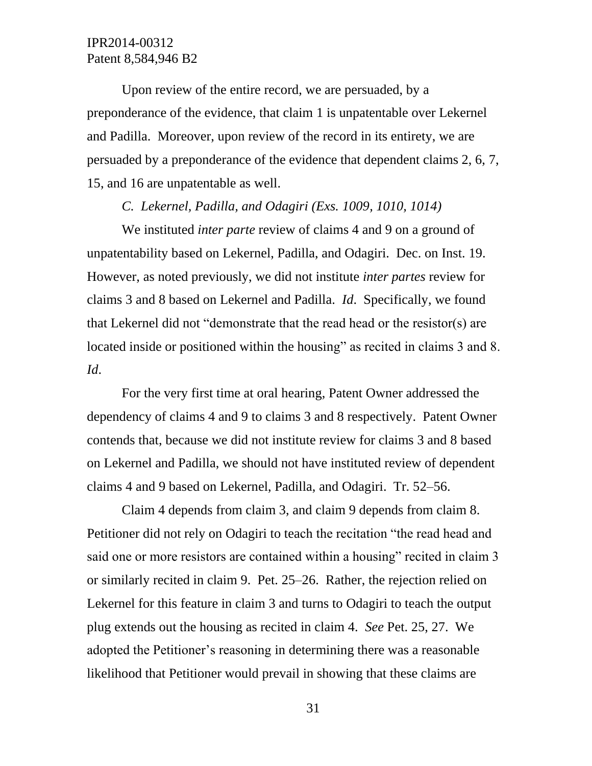Upon review of the entire record, we are persuaded, by a preponderance of the evidence, that claim 1 is unpatentable over Lekernel and Padilla. Moreover, upon review of the record in its entirety, we are persuaded by a preponderance of the evidence that dependent claims 2, 6, 7, 15, and 16 are unpatentable as well.

### *C. Lekernel, Padilla, and Odagiri (Exs. 1009, 1010, 1014)*

We instituted *inter parte* review of claims 4 and 9 on a ground of unpatentability based on Lekernel, Padilla, and Odagiri. Dec. on Inst. 19. However, as noted previously, we did not institute *inter partes* review for claims 3 and 8 based on Lekernel and Padilla. *Id*. Specifically, we found that Lekernel did not "demonstrate that the read head or the resistor(s) are located inside or positioned within the housing" as recited in claims 3 and 8. *Id*.

For the very first time at oral hearing, Patent Owner addressed the dependency of claims 4 and 9 to claims 3 and 8 respectively. Patent Owner contends that, because we did not institute review for claims 3 and 8 based on Lekernel and Padilla, we should not have instituted review of dependent claims 4 and 9 based on Lekernel, Padilla, and Odagiri. Tr. 52–56.

Claim 4 depends from claim 3, and claim 9 depends from claim 8. Petitioner did not rely on Odagiri to teach the recitation "the read head and said one or more resistors are contained within a housing" recited in claim 3 or similarly recited in claim 9. Pet. 25–26. Rather, the rejection relied on Lekernel for this feature in claim 3 and turns to Odagiri to teach the output plug extends out the housing as recited in claim 4. *See* Pet. 25, 27. We adopted the Petitioner's reasoning in determining there was a reasonable likelihood that Petitioner would prevail in showing that these claims are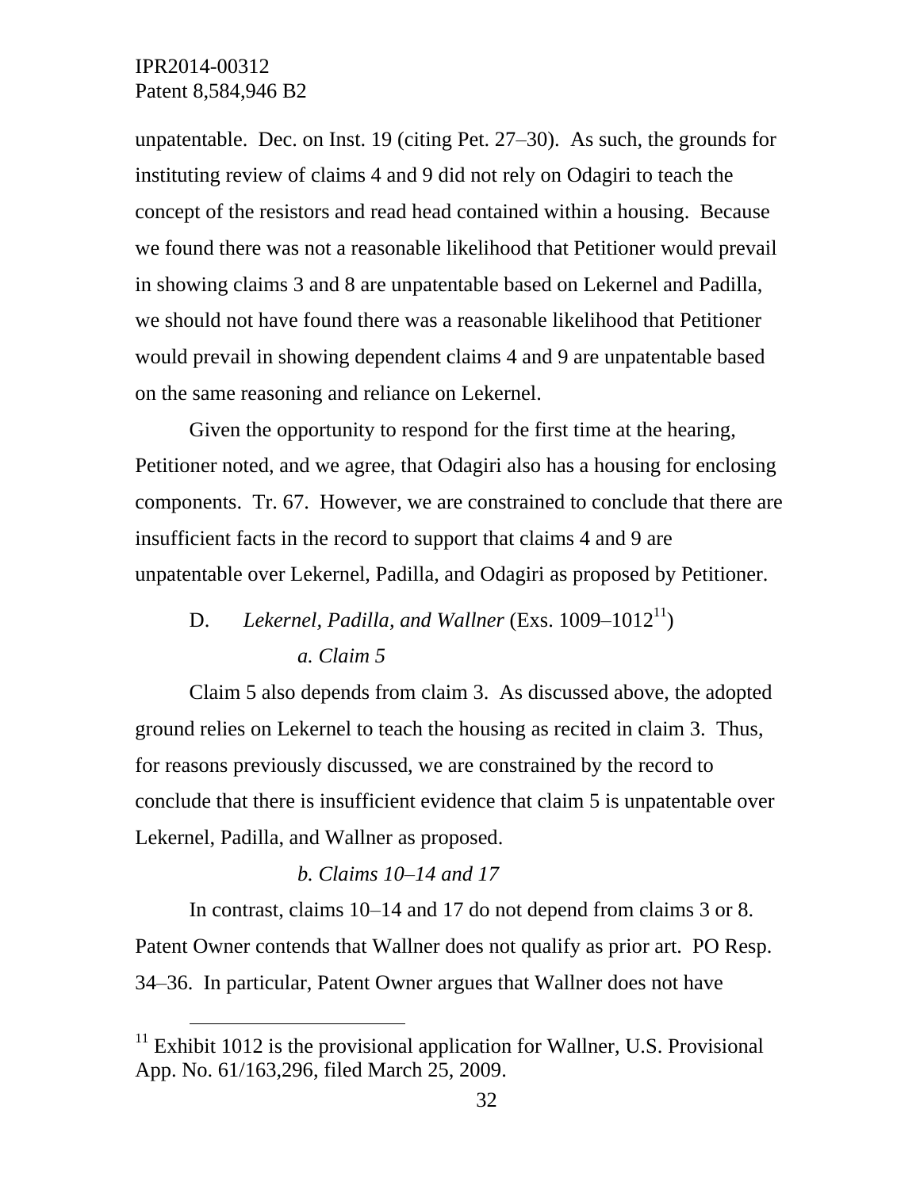unpatentable. Dec. on Inst. 19 (citing Pet. 27–30). As such, the grounds for instituting review of claims 4 and 9 did not rely on Odagiri to teach the concept of the resistors and read head contained within a housing. Because we found there was not a reasonable likelihood that Petitioner would prevail in showing claims 3 and 8 are unpatentable based on Lekernel and Padilla, we should not have found there was a reasonable likelihood that Petitioner would prevail in showing dependent claims 4 and 9 are unpatentable based on the same reasoning and reliance on Lekernel.

Given the opportunity to respond for the first time at the hearing, Petitioner noted, and we agree, that Odagiri also has a housing for enclosing components. Tr. 67. However, we are constrained to conclude that there are insufficient facts in the record to support that claims 4 and 9 are unpatentable over Lekernel, Padilla, and Odagiri as proposed by Petitioner.

### D. *Lekernel, Padilla, and Wallner* (Exs. 1009–1012[11])

#### *a. Claim 5*

Claim 5 also depends from claim 3. As discussed above, the adopted ground relies on Lekernel to teach the housing as recited in claim 3. Thus, for reasons previously discussed, we are constrained by the record to conclude that there is insufficient evidence that claim 5 is unpatentable over Lekernel, Padilla, and Wallner as proposed.

#### *b. Claims 10–14 and 17*

In contrast, claims 10–14 and 17 do not depend from claims 3 or 8. Patent Owner contends that Wallner does not qualify as prior art. PO Resp. 34–36. In particular, Patent Owner argues that Wallner does not have

[11] Exhibit 1012 is the provisional application for Wallner, U.S. Provisional App. No. 61/163,296, filed March 25, 2009.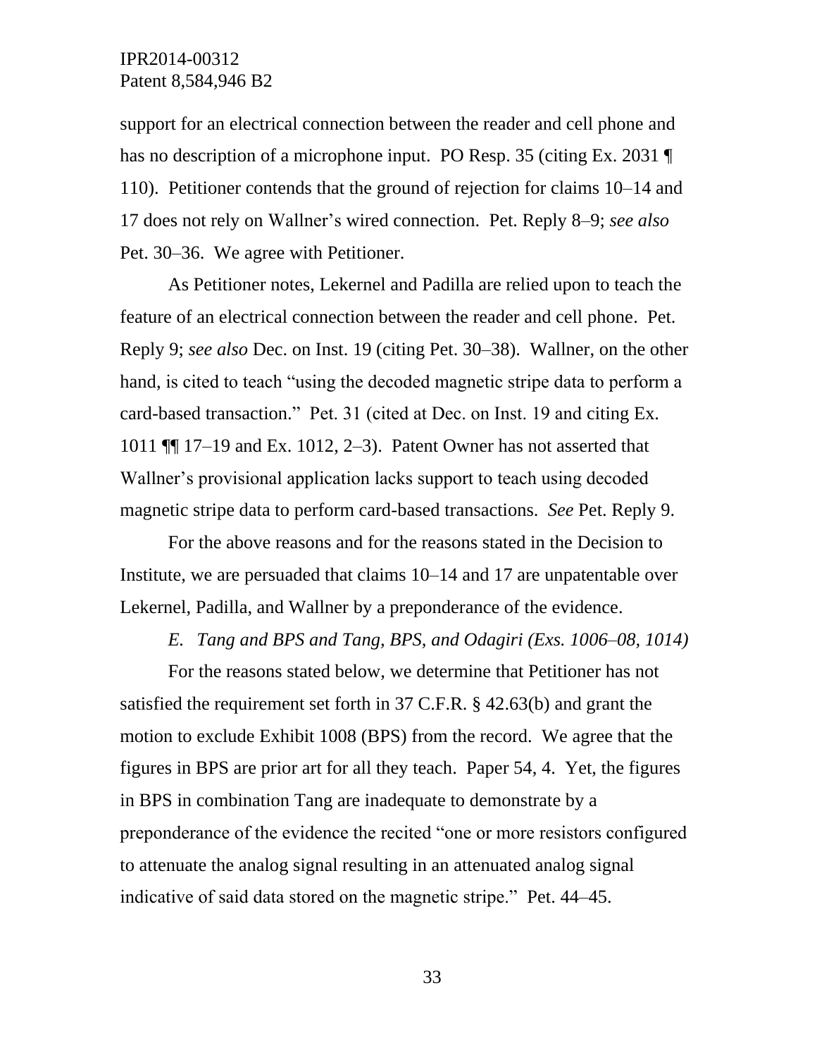support for an electrical connection between the reader and cell phone and has no description of a microphone input. PO Resp. 35 (citing Ex. 2031 ¶ 110). Petitioner contends that the ground of rejection for claims 10–14 and 17 does not rely on Wallner's wired connection. Pet. Reply 8–9; *see also* Pet. 30–36. We agree with Petitioner.

As Petitioner notes, Lekernel and Padilla are relied upon to teach the feature of an electrical connection between the reader and cell phone. Pet. Reply 9; *see also* Dec. on Inst. 19 (citing Pet. 30–38). Wallner, on the other hand, is cited to teach "using the decoded magnetic stripe data to perform a card-based transaction." Pet. 31 (cited at Dec. on Inst. 19 and citing Ex. 1011 ¶¶ 17–19 and Ex. 1012, 2–3). Patent Owner has not asserted that Wallner's provisional application lacks support to teach using decoded magnetic stripe data to perform card-based transactions. *See* Pet. Reply 9.

For the above reasons and for the reasons stated in the Decision to Institute, we are persuaded that claims 10–14 and 17 are unpatentable over Lekernel, Padilla, and Wallner by a preponderance of the evidence.

*E. Tang and BPS and Tang, BPS, and Odagiri (Exs. 1006–08, 1014)*

For the reasons stated below, we determine that Petitioner has not satisfied the requirement set forth in 37 C.F.R. § 42.63(b) and grant the motion to exclude Exhibit 1008 (BPS) from the record. We agree that the figures in BPS are prior art for all they teach. Paper 54, 4. Yet, the figures in BPS in combination Tang are inadequate to demonstrate by a preponderance of the evidence the recited "one or more resistors configured to attenuate the analog signal resulting in an attenuated analog signal indicative of said data stored on the magnetic stripe." Pet. 44–45.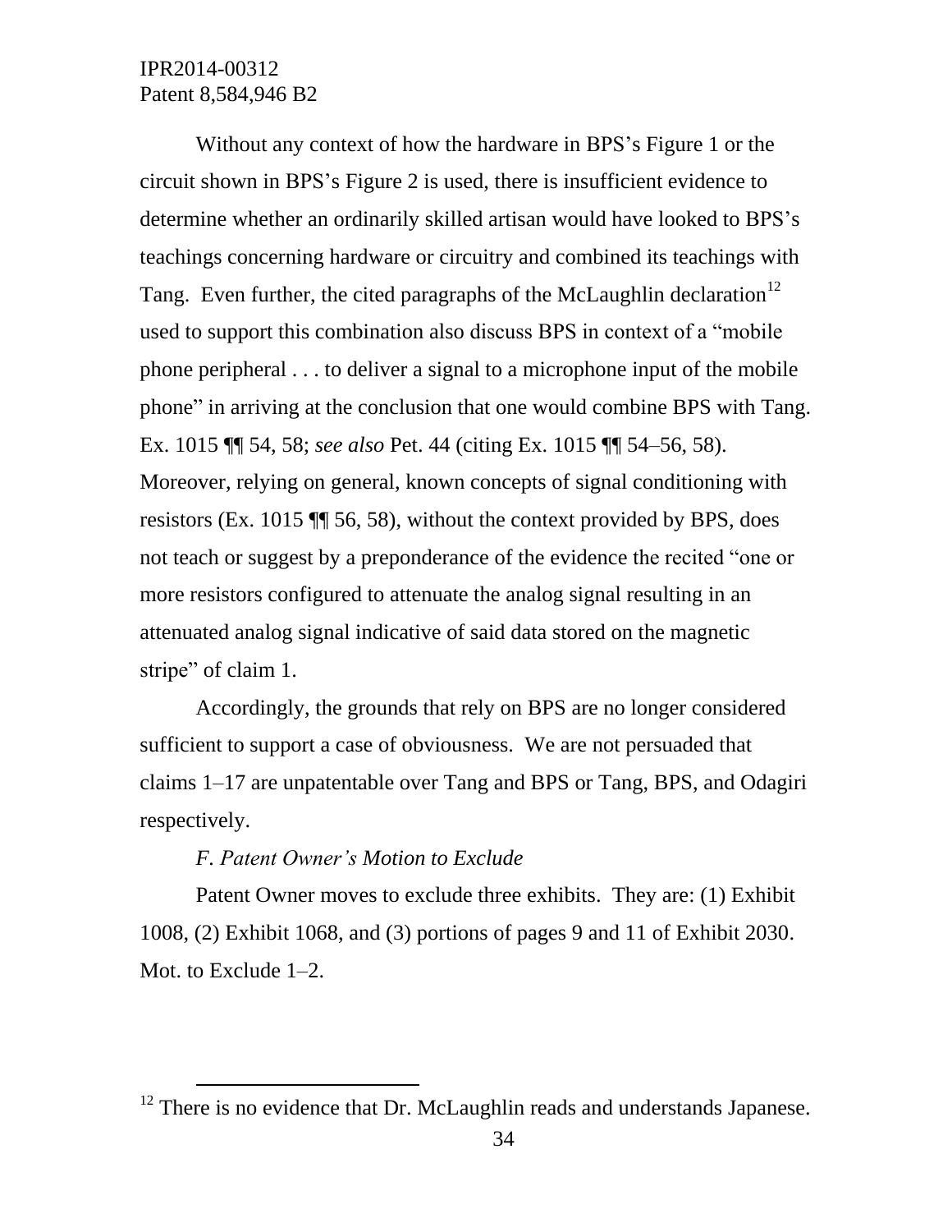Without any context of how the hardware in BPS's Figure 1 or the circuit shown in BPS's Figure 2 is used, there is insufficient evidence to determine whether an ordinarily skilled artisan would have looked to BPS's teachings concerning hardware or circuitry and combined its teachings with Tang. Even further, the cited paragraphs of the McLaughlin declaration[12] used to support this combination also discuss BPS in context of a "mobile phone peripheral . . . to deliver a signal to a microphone input of the mobile phone" in arriving at the conclusion that one would combine BPS with Tang. Ex. 1015 ¶¶ 54, 58; *see also* Pet. 44 (citing Ex. 1015 ¶¶ 54–56, 58). Moreover, relying on general, known concepts of signal conditioning with resistors (Ex. 1015 ¶¶ 56, 58), without the context provided by BPS, does not teach or suggest by a preponderance of the evidence the recited "one or more resistors configured to attenuate the analog signal resulting in an attenuated analog signal indicative of said data stored on the magnetic stripe" of claim 1.

Accordingly, the grounds that rely on BPS are no longer considered sufficient to support a case of obviousness. We are not persuaded that claims 1–17 are unpatentable over Tang and BPS or Tang, BPS, and Odagiri respectively.

### *F. Patent Owner's Motion to Exclude*

Patent Owner moves to exclude three exhibits. They are: (1) Exhibit 1008, (2) Exhibit 1068, and (3) portions of pages 9 and 11 of Exhibit 2030. Mot. to Exclude 1–2.

---

[12] There is no evidence that Dr. McLaughlin reads and understands Japanese.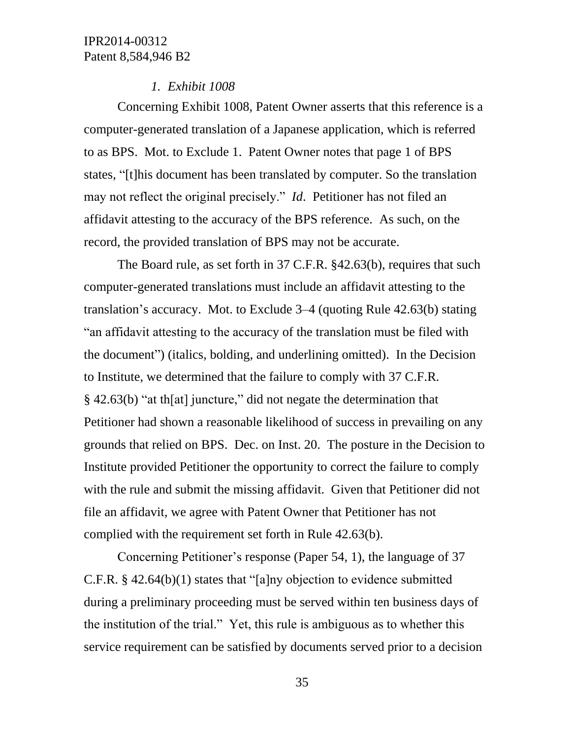*1. Exhibit 1008*

Concerning Exhibit 1008, Patent Owner asserts that this reference is a computer-generated translation of a Japanese application, which is referred to as BPS. Mot. to Exclude 1. Patent Owner notes that page 1 of BPS states, "[t]his document has been translated by computer. So the translation may not reflect the original precisely." *Id*. Petitioner has not filed an affidavit attesting to the accuracy of the BPS reference. As such, on the record, the provided translation of BPS may not be accurate.

The Board rule, as set forth in 37 C.F.R. §42.63(b), requires that such computer-generated translations must include an affidavit attesting to the translation's accuracy. Mot. to Exclude 3–4 (quoting Rule 42.63(b) stating "an affidavit attesting to the accuracy of the translation must be filed with the document") (italics, bolding, and underlining omitted). In the Decision to Institute, we determined that the failure to comply with 37 C.F.R. § 42.63(b) "at th[at] juncture," did not negate the determination that Petitioner had shown a reasonable likelihood of success in prevailing on any grounds that relied on BPS. Dec. on Inst. 20. The posture in the Decision to Institute provided Petitioner the opportunity to correct the failure to comply with the rule and submit the missing affidavit. Given that Petitioner did not file an affidavit, we agree with Patent Owner that Petitioner has not complied with the requirement set forth in Rule 42.63(b).

Concerning Petitioner's response (Paper 54, 1), the language of 37 C.F.R. § 42.64(b)(1) states that "[a]ny objection to evidence submitted during a preliminary proceeding must be served within ten business days of the institution of the trial." Yet, this rule is ambiguous as to whether this service requirement can be satisfied by documents served prior to a decision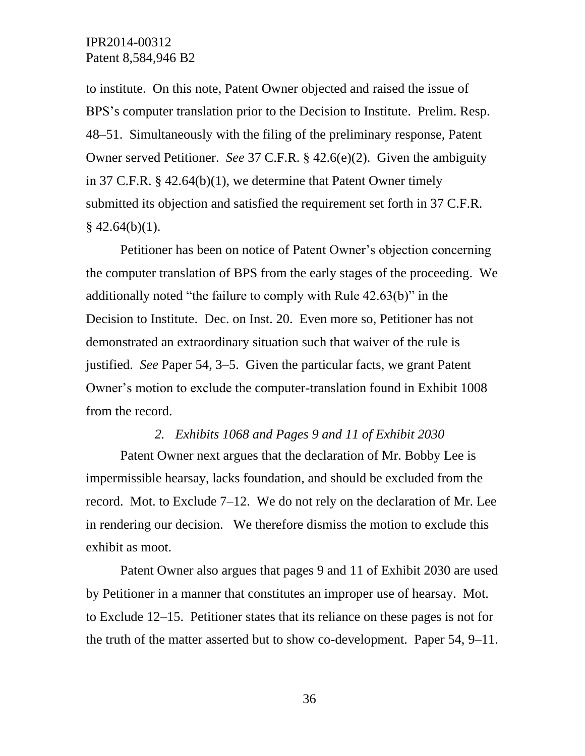to institute. On this note, Patent Owner objected and raised the issue of BPS's computer translation prior to the Decision to Institute. Prelim. Resp. 48–51. Simultaneously with the filing of the preliminary response, Patent Owner served Petitioner. *See* 37 C.F.R. § 42.6(e)(2). Given the ambiguity in 37 C.F.R. § 42.64(b)(1), we determine that Patent Owner timely submitted its objection and satisfied the requirement set forth in 37 C.F.R. § 42.64(b)(1).

Petitioner has been on notice of Patent Owner's objection concerning the computer translation of BPS from the early stages of the proceeding. We additionally noted "the failure to comply with Rule 42.63(b)" in the Decision to Institute. Dec. on Inst. 20. Even more so, Petitioner has not demonstrated an extraordinary situation such that waiver of the rule is justified. *See* Paper 54, 3–5. Given the particular facts, we grant Patent Owner's motion to exclude the computer-translation found in Exhibit 1008 from the record.

*2. Exhibits 1068 and Pages 9 and 11 of Exhibit 2030*

Patent Owner next argues that the declaration of Mr. Bobby Lee is impermissible hearsay, lacks foundation, and should be excluded from the record. Mot. to Exclude 7–12. We do not rely on the declaration of Mr. Lee in rendering our decision. We therefore dismiss the motion to exclude this exhibit as moot.

Patent Owner also argues that pages 9 and 11 of Exhibit 2030 are used by Petitioner in a manner that constitutes an improper use of hearsay. Mot. to Exclude 12–15. Petitioner states that its reliance on these pages is not for the truth of the matter asserted but to show co-development. Paper 54, 9–11.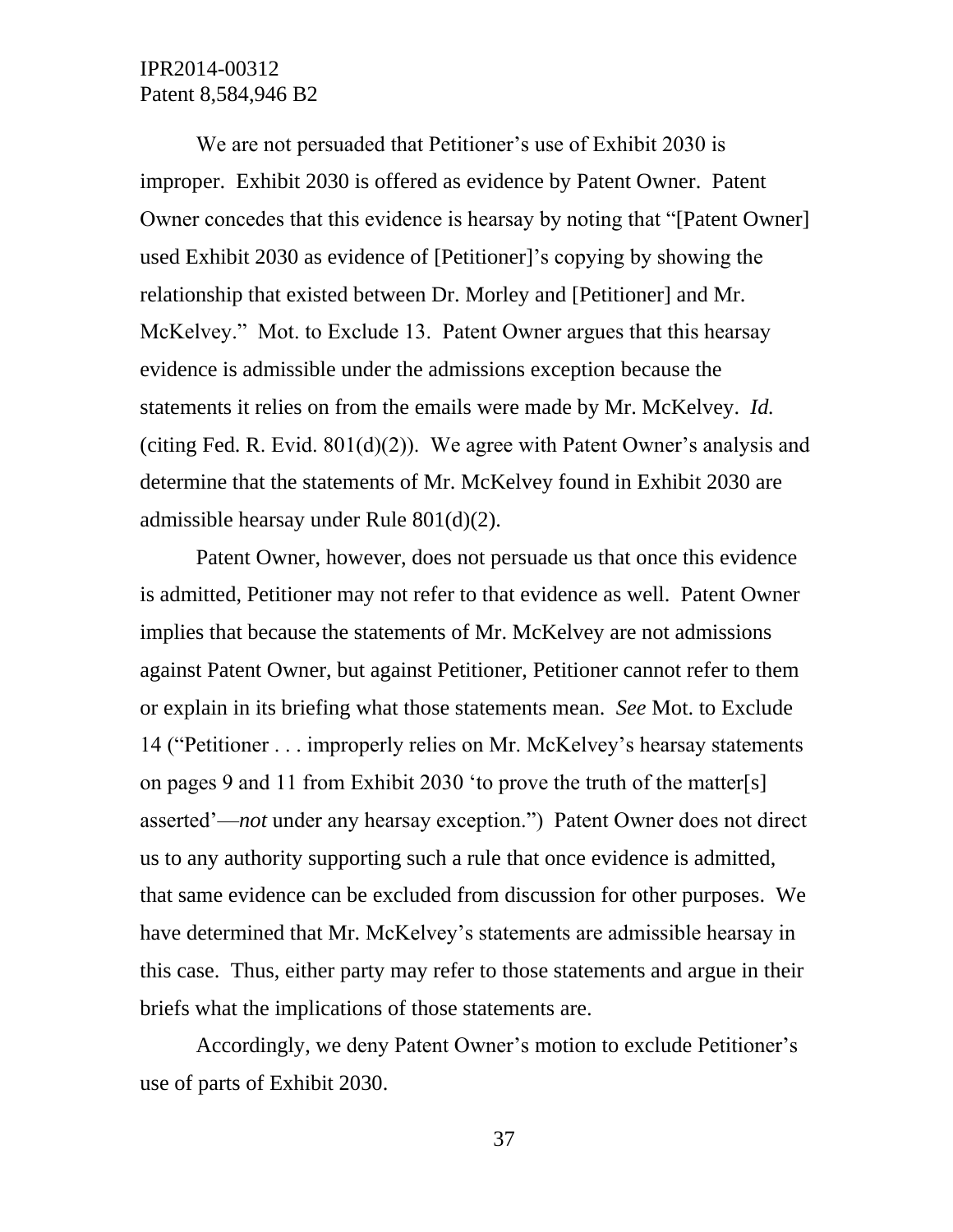We are not persuaded that Petitioner's use of Exhibit 2030 is improper. Exhibit 2030 is offered as evidence by Patent Owner. Patent Owner concedes that this evidence is hearsay by noting that "[Patent Owner] used Exhibit 2030 as evidence of [Petitioner]'s copying by showing the relationship that existed between Dr. Morley and [Petitioner] and Mr. McKelvey." Mot. to Exclude 13. Patent Owner argues that this hearsay evidence is admissible under the admissions exception because the statements it relies on from the emails were made by Mr. McKelvey. *Id.* (citing Fed. R. Evid. 801(d)(2)). We agree with Patent Owner's analysis and determine that the statements of Mr. McKelvey found in Exhibit 2030 are admissible hearsay under Rule 801(d)(2).

Patent Owner, however, does not persuade us that once this evidence is admitted, Petitioner may not refer to that evidence as well. Patent Owner implies that because the statements of Mr. McKelvey are not admissions against Patent Owner, but against Petitioner, Petitioner cannot refer to them or explain in its briefing what those statements mean. *See* Mot. to Exclude 14 ("Petitioner . . . improperly relies on Mr. McKelvey's hearsay statements on pages 9 and 11 from Exhibit 2030 'to prove the truth of the matter[s] asserted'—*not* under any hearsay exception.") Patent Owner does not direct us to any authority supporting such a rule that once evidence is admitted, that same evidence can be excluded from discussion for other purposes. We have determined that Mr. McKelvey's statements are admissible hearsay in this case. Thus, either party may refer to those statements and argue in their briefs what the implications of those statements are.

Accordingly, we deny Patent Owner's motion to exclude Petitioner's use of parts of Exhibit 2030.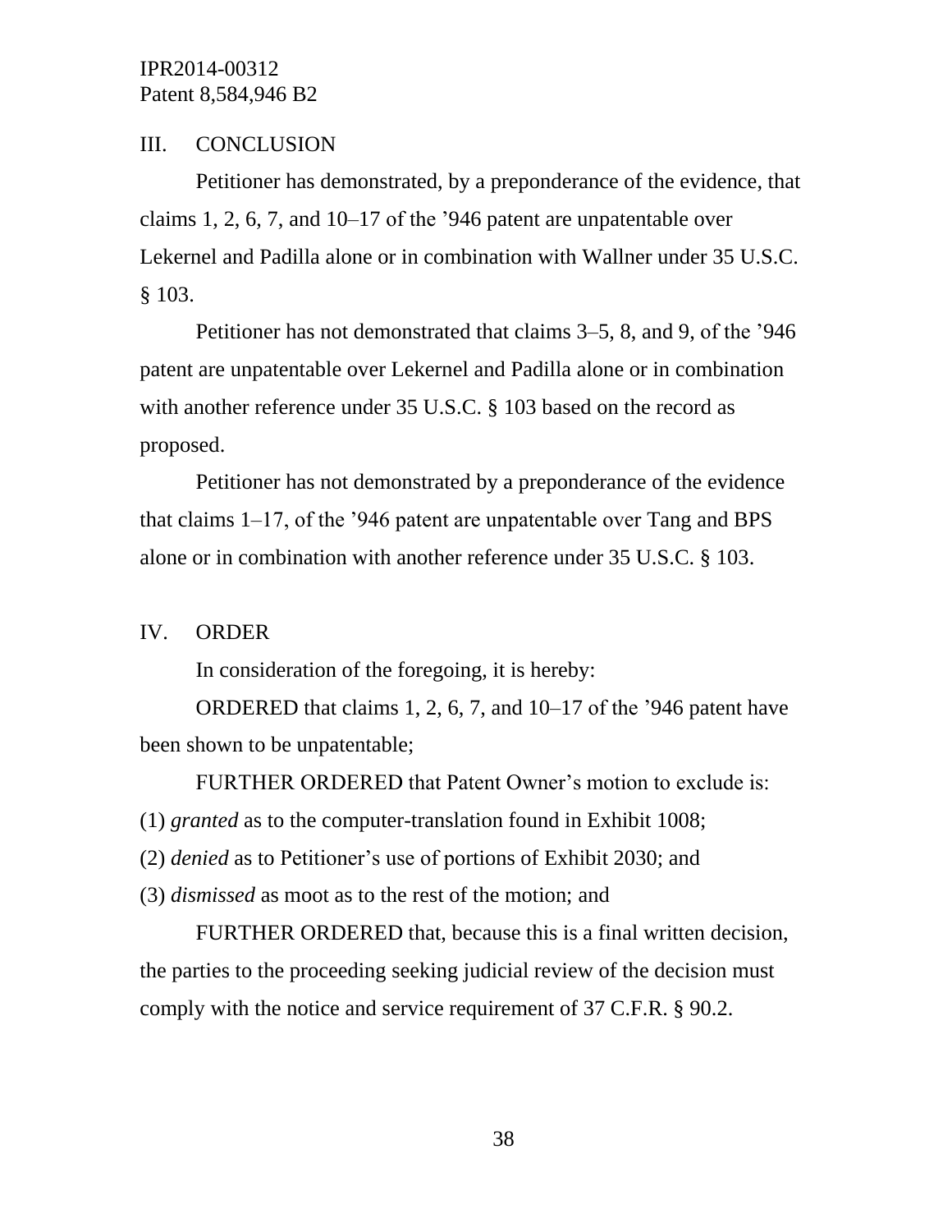## III. CONCLUSION

Petitioner has demonstrated, by a preponderance of the evidence, that claims 1, 2, 6, 7, and 10–17 of the ’946 patent are unpatentable over Lekernel and Padilla alone or in combination with Wallner under 35 U.S.C. § 103.

Petitioner has not demonstrated that claims 3–5, 8, and 9, of the ’946 patent are unpatentable over Lekernel and Padilla alone or in combination with another reference under 35 U.S.C. § 103 based on the record as proposed.

Petitioner has not demonstrated by a preponderance of the evidence that claims 1–17, of the ’946 patent are unpatentable over Tang and BPS alone or in combination with another reference under 35 U.S.C. § 103.

## IV. ORDER

In consideration of the foregoing, it is hereby:

ORDERED that claims 1, 2, 6, 7, and 10–17 of the ’946 patent have been shown to be unpatentable;

FURTHER ORDERED that Patent Owner’s motion to exclude is:
(1) *granted* as to the computer-translation found in Exhibit 1008;
(2) *denied* as to Petitioner’s use of portions of Exhibit 2030; and
(3) *dismissed* as moot as to the rest of the motion; and

FURTHER ORDERED that, because this is a final written decision, the parties to the proceeding seeking judicial review of the decision must comply with the notice and service requirement of 37 C.F.R. § 90.2.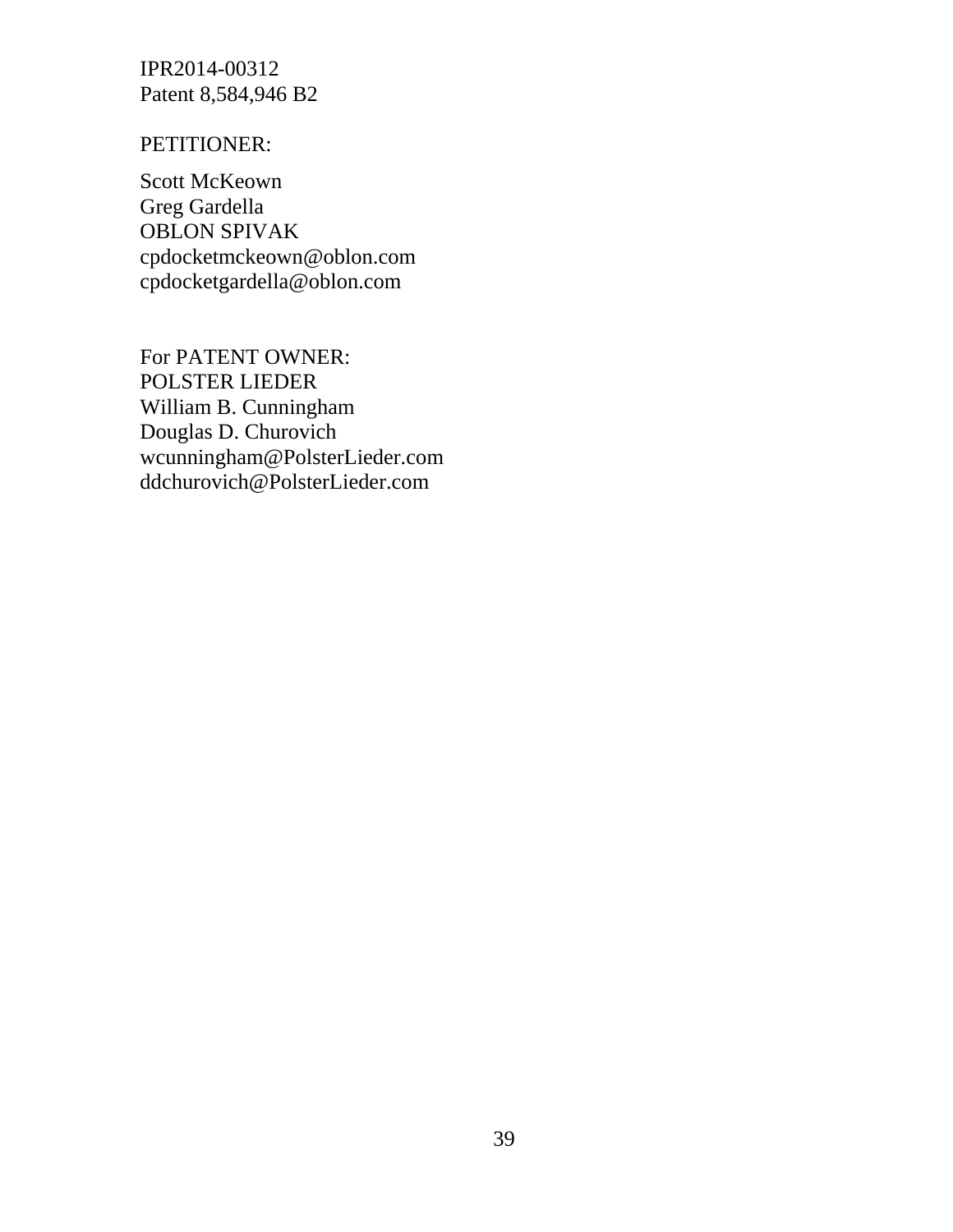PETITIONER:

Scott McKeown
Greg Gardella
OBLON SPIVAK
cpdocketmckeown@oblon.com
cpdocketgardella@oblon.com

For PATENT OWNER:
POLSTER LIEDER
William B. Cunningham
Douglas D. Churovich
wcunningham@PolsterLieder.com
ddchurovich@PolsterLieder.com